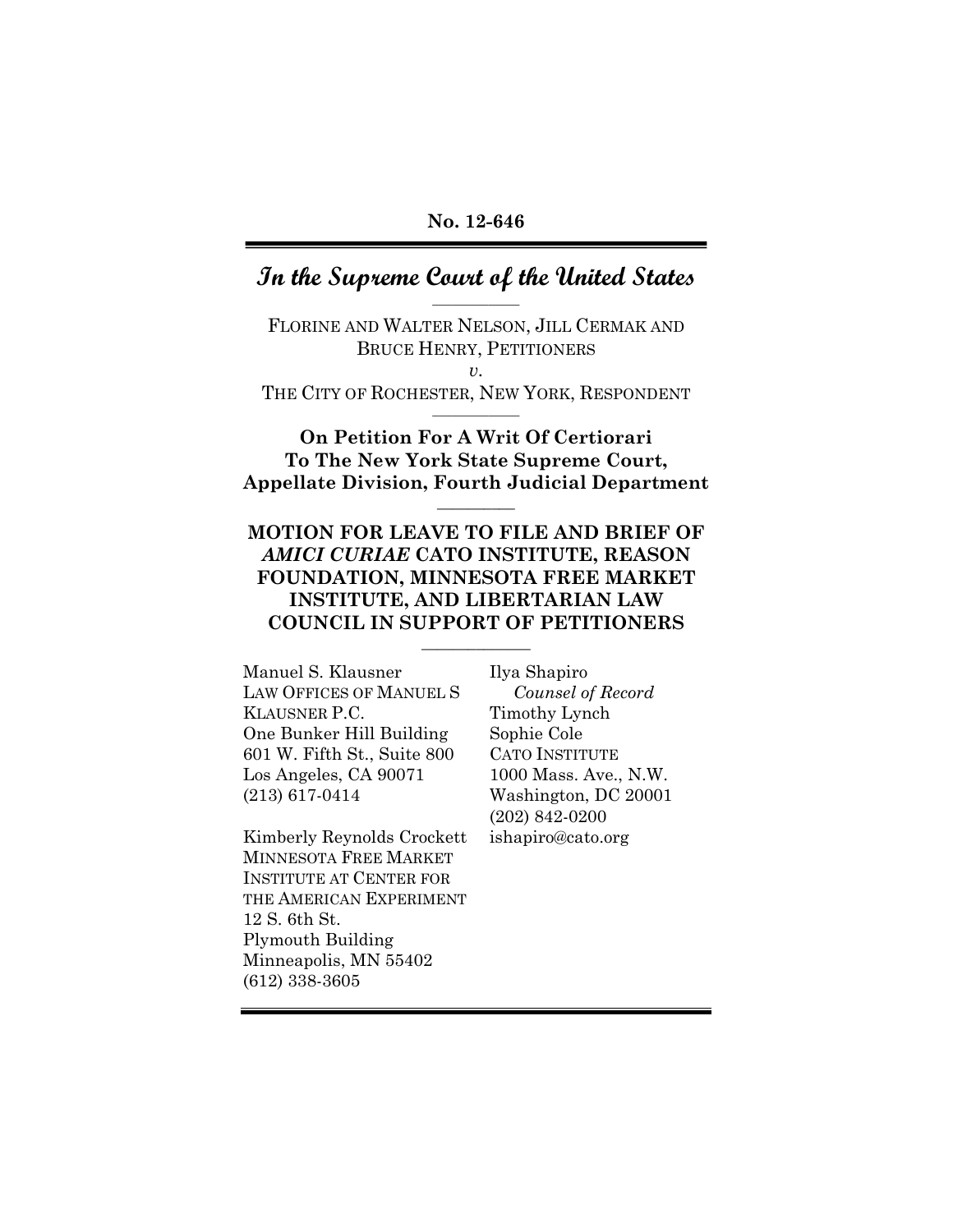**No. 12-646**

# *In the Supreme Court of the United States*

FLORINE AND WALTER NELSON, JILL CERMAK AND BRUCE HENRY, PETITIONERS

*v.*

THE CITY OF ROCHESTER, NEW YORK, RESPONDENT

**On Petition For A Writ Of Certiorari To The New York State Supreme Court, Appellate Division, Fourth Judicial Department**

**MOTION FOR LEAVE TO FILE AND BRIEF OF *AMICI CURIAE* CATO INSTITUTE, REASON FOUNDATION, MINNESOTA FREE MARKET INSTITUTE, AND LIBERTARIAN LAW COUNCIL IN SUPPORT OF PETITIONERS**

Manuel S. Klausner
LAW OFFICES OF MANUEL S KLAUSNER P.C.
One Bunker Hill Building
601 W. Fifth St., Suite 800
Los Angeles, CA 90071
(213) 617-0414

Kimberly Reynolds Crockett
MINNESOTA FREE MARKET INSTITUTE AT CENTER FOR THE AMERICAN EXPERIMENT
12 S. 6th St.
Plymouth Building
Minneapolis, MN 55402
(612) 338-3605

Ilya Shapiro
*Counsel of Record*
Timothy Lynch
Sophie Cole
CATO INSTITUTE
1000 Mass. Ave., N.W.
Washington, DC 20001
(202) 842-0200
ishapiro@cato.org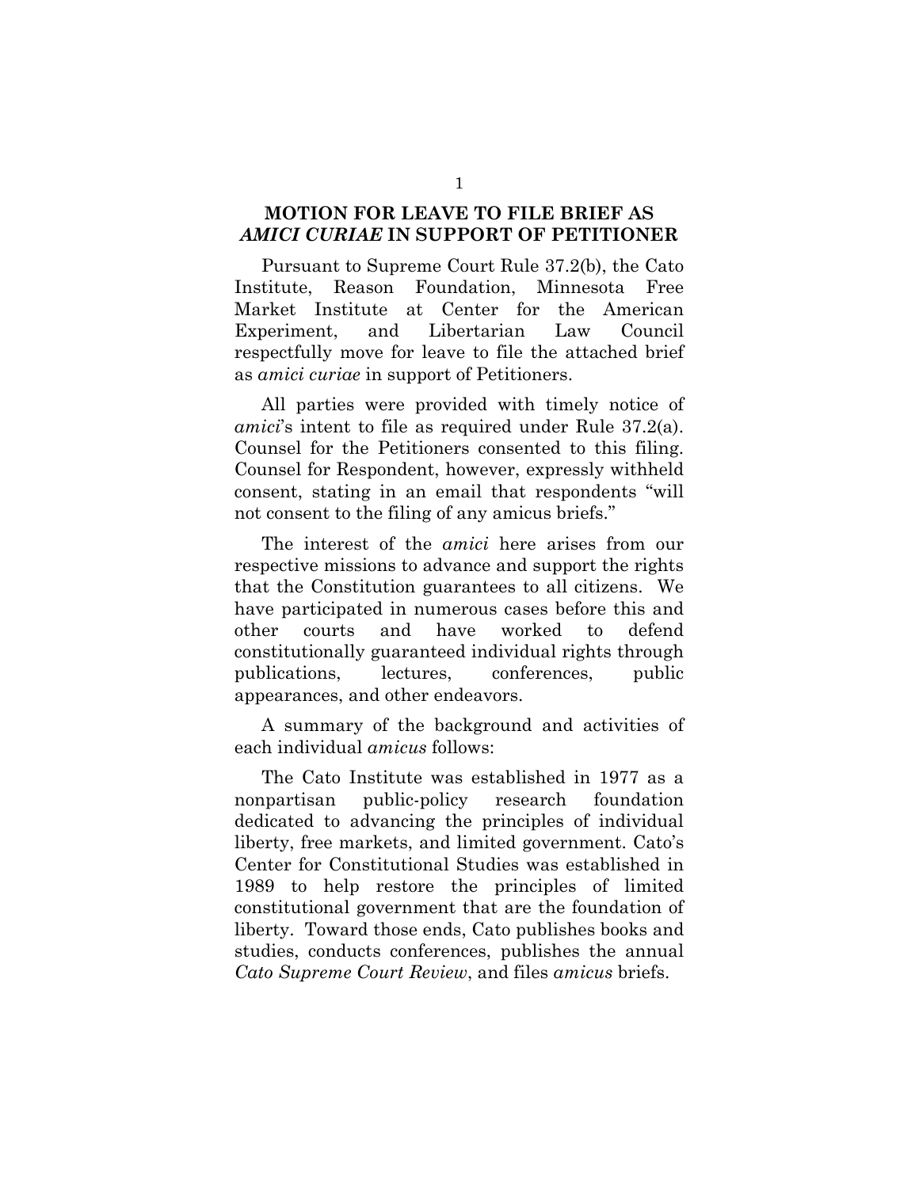## MOTION FOR LEAVE TO FILE BRIEF AS *AMICI CURIAE* IN SUPPORT OF PETITIONER

Pursuant to Supreme Court Rule 37.2(b), the Cato Institute, Reason Foundation, Minnesota Free Market Institute at Center for the American Experiment, and Libertarian Law Council respectfully move for leave to file the attached brief as *amici curiae* in support of Petitioners.

All parties were provided with timely notice of *amici*'s intent to file as required under Rule 37.2(a). Counsel for the Petitioners consented to this filing. Counsel for Respondent, however, expressly withheld consent, stating in an email that respondents "will not consent to the filing of any amicus briefs."

The interest of the *amici* here arises from our respective missions to advance and support the rights that the Constitution guarantees to all citizens. We have participated in numerous cases before this and other courts and have worked to defend constitutionally guaranteed individual rights through publications, lectures, conferences, public appearances, and other endeavors.

A summary of the background and activities of each individual *amicus* follows:

The Cato Institute was established in 1977 as a nonpartisan public-policy research foundation dedicated to advancing the principles of individual liberty, free markets, and limited government. Cato's Center for Constitutional Studies was established in 1989 to help restore the principles of limited constitutional government that are the foundation of liberty. Toward those ends, Cato publishes books and studies, conducts conferences, publishes the annual *Cato Supreme Court Review*, and files *amicus* briefs.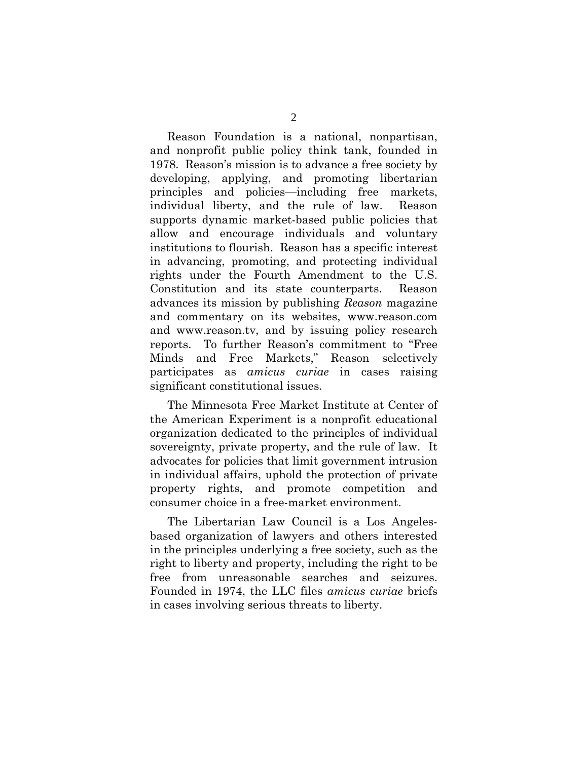Reason Foundation is a national, nonpartisan, and nonprofit public policy think tank, founded in 1978. Reason's mission is to advance a free society by developing, applying, and promoting libertarian principles and policies—including free markets, individual liberty, and the rule of law. Reason supports dynamic market-based public policies that allow and encourage individuals and voluntary institutions to flourish. Reason has a specific interest in advancing, promoting, and protecting individual rights under the Fourth Amendment to the U.S. Constitution and its state counterparts. Reason advances its mission by publishing *Reason* magazine and commentary on its websites, www.reason.com and www.reason.tv, and by issuing policy research reports. To further Reason's commitment to "Free Minds and Free Markets," Reason selectively participates as *amicus curiae* in cases raising significant constitutional issues.

The Minnesota Free Market Institute at Center of the American Experiment is a nonprofit educational organization dedicated to the principles of individual sovereignty, private property, and the rule of law. It advocates for policies that limit government intrusion in individual affairs, uphold the protection of private property rights, and promote competition and consumer choice in a free-market environment.

The Libertarian Law Council is a Los Angeles-based organization of lawyers and others interested in the principles underlying a free society, such as the right to liberty and property, including the right to be free from unreasonable searches and seizures. Founded in 1974, the LLC files *amicus curiae* briefs in cases involving serious threats to liberty.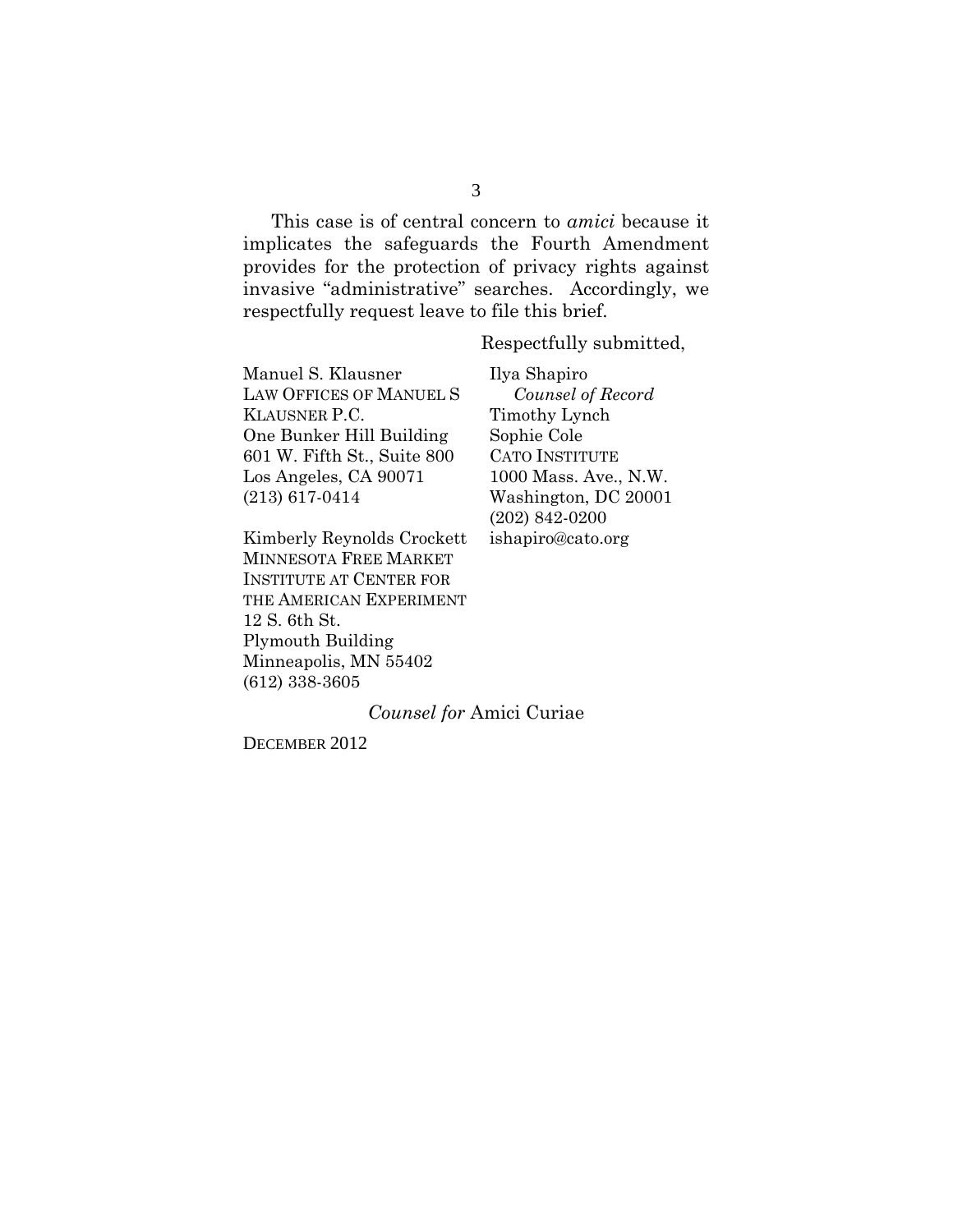This case is of central concern to *amici* because it implicates the safeguards the Fourth Amendment provides for the protection of privacy rights against invasive "administrative" searches. Accordingly, we respectfully request leave to file this brief.

Respectfully submitted,

Ilya Shapiro
*Counsel of Record*
Timothy Lynch
Sophie Cole
CATO INSTITUTE
1000 Mass. Ave., N.W.
Washington, DC 20001
(202) 842-0200
ishapiro@cato.org

Manuel S. Klausner
LAW OFFICES OF MANUEL S KLAUSNER P.C.
One Bunker Hill Building
601 W. Fifth St., Suite 800
Los Angeles, CA 90071
(213) 617-0414

Kimberly Reynolds Crockett
MINNESOTA FREE MARKET INSTITUTE AT CENTER FOR THE AMERICAN EXPERIMENT
12 S. 6th St.
Plymouth Building
Minneapolis, MN 55402
(612) 338-3605

*Counsel for* Amici Curiae

DECEMBER 2012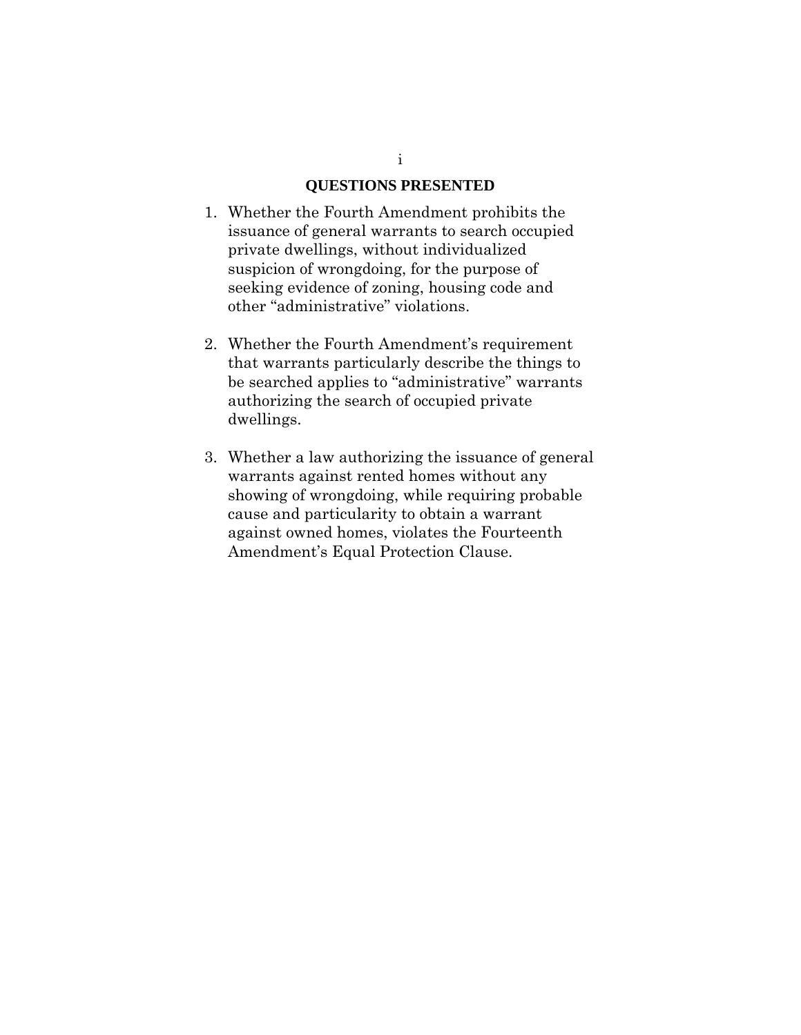## QUESTIONS PRESENTED

1. Whether the Fourth Amendment prohibits the issuance of general warrants to search occupied private dwellings, without individualized suspicion of wrongdoing, for the purpose of seeking evidence of zoning, housing code and other "administrative" violations.

2. Whether the Fourth Amendment's requirement that warrants particularly describe the things to be searched applies to "administrative" warrants authorizing the search of occupied private dwellings.

3. Whether a law authorizing the issuance of general warrants against rented homes without any showing of wrongdoing, while requiring probable cause and particularity to obtain a warrant against owned homes, violates the Fourteenth Amendment's Equal Protection Clause.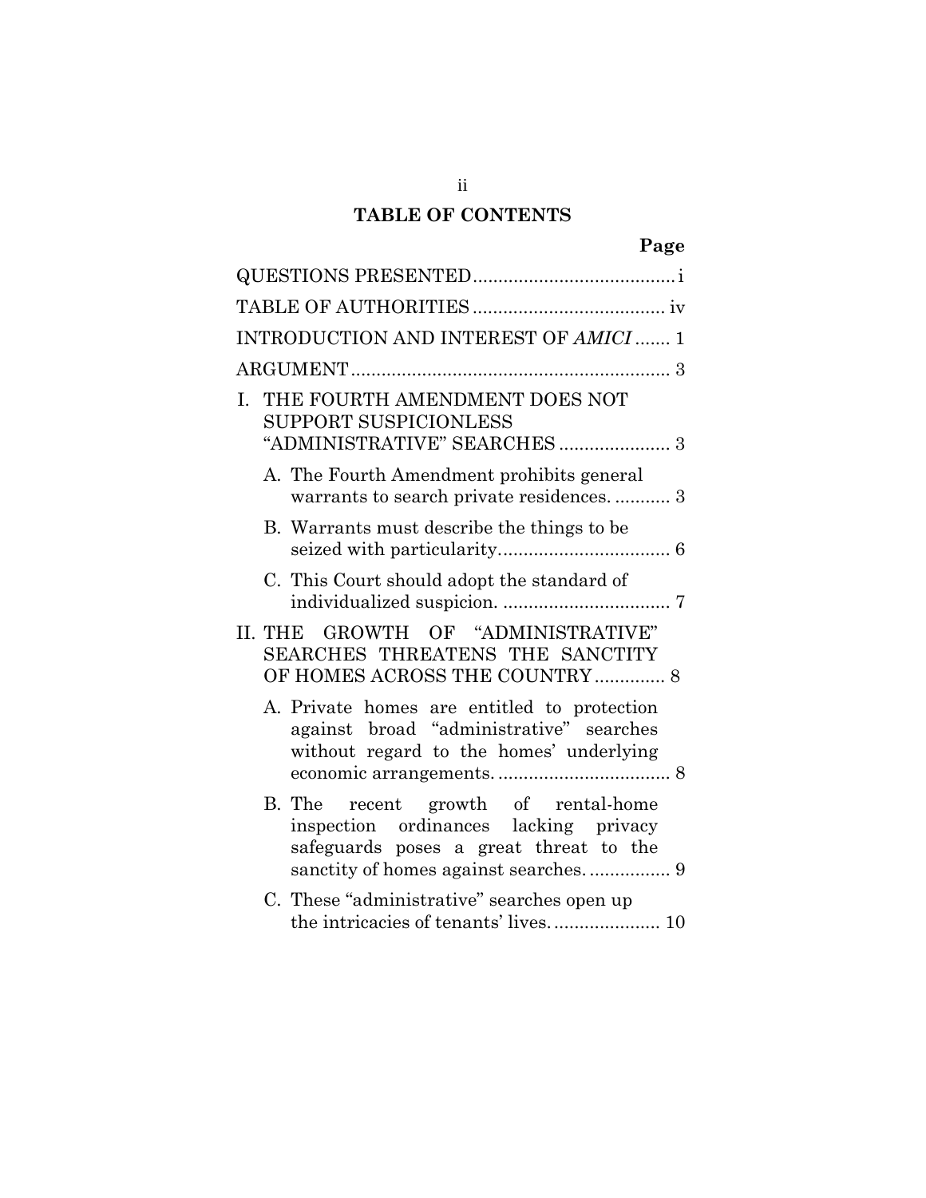## TABLE OF CONTENTS

| | Page |
|---|---|
| QUESTIONS PRESENTED | i |
| TABLE OF AUTHORITIES | iv |
| INTRODUCTION AND INTEREST OF *AMICI* | 1 |
| ARGUMENT | 3 |
| I. THE FOURTH AMENDMENT DOES NOT SUPPORT SUSPICIONLESS "ADMINISTRATIVE" SEARCHES | 3 |
| A. The Fourth Amendment prohibits general warrants to search private residences. | 3 |
| B. Warrants must describe the things to be seized with particularity. | 6 |
| C. This Court should adopt the standard of individualized suspicion. | 7 |
| II. THE GROWTH OF "ADMINISTRATIVE" SEARCHES THREATENS THE SANCTITY OF HOMES ACROSS THE COUNTRY | 8 |
| A. Private homes are entitled to protection against broad "administrative" searches without regard to the homes' underlying economic arrangements. | 8 |
| B. The recent growth of rental-home inspection ordinances lacking privacy safeguards poses a great threat to the sanctity of homes against searches. | 9 |
| C. These "administrative" searches open up the intricacies of tenants' lives. | 10 |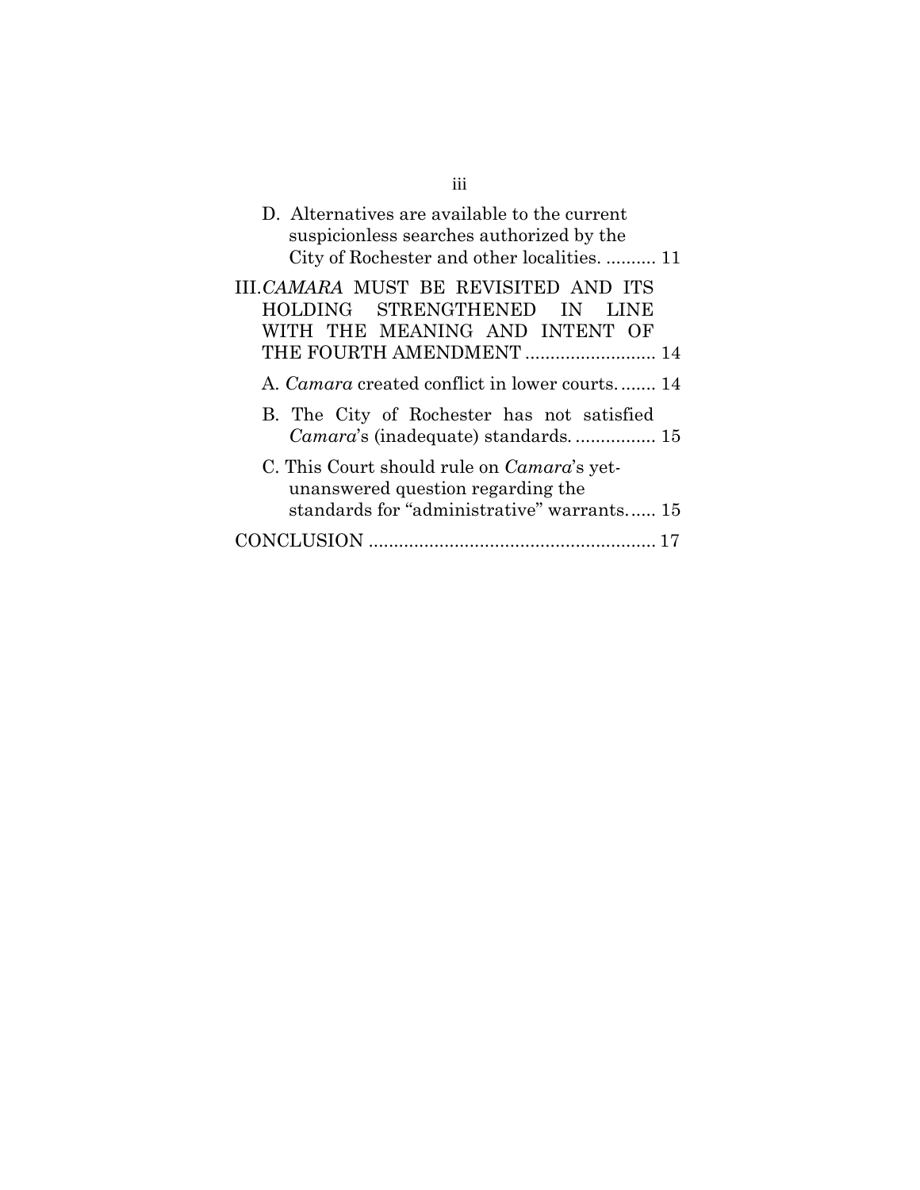D. Alternatives are available to the current suspicionless searches authorized by the City of Rochester and other localities. .......... 11

III. *CAMARA* MUST BE REVISITED AND ITS HOLDING STRENGTHENED IN LINE WITH THE MEANING AND INTENT OF THE FOURTH AMENDMENT .......................... 14

A. *Camara* created conflict in lower courts. ....... 14

B. The City of Rochester has not satisfied *Camara*'s (inadequate) standards. ................ 15

C. This Court should rule on *Camara*'s yet-unanswered question regarding the standards for "administrative" warrants. ..... 15

CONCLUSION ......................................................... 17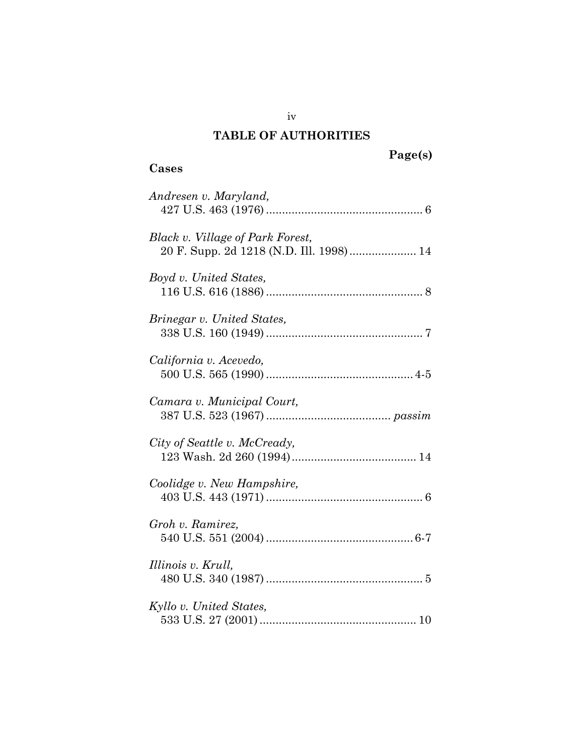# TABLE OF AUTHORITIES

**Page(s)**

## Cases

*Andresen v. Maryland*,
427 U.S. 463 (1976) ................................................ 6

*Black v. Village of Park Forest*,
20 F. Supp. 2d 1218 (N.D. Ill. 1998) .................... 14

*Boyd v. United States*,
116 U.S. 616 (1886) ................................................ 8

*Brinegar v. United States*,
338 U.S. 160 (1949) ................................................ 7

*California v. Acevedo*,
500 U.S. 565 (1990) ............................................. 4-5

*Camara v. Municipal Court*,
387 U.S. 523 (1967) ...................................... *passim*

*City of Seattle v. McCready*,
123 Wash. 2d 260 (1994) ....................................... 14

*Coolidge v. New Hampshire*,
403 U.S. 443 (1971) ................................................ 6

*Groh v. Ramirez*,
540 U.S. 551 (2004) ............................................. 6-7

*Illinois v. Krull*,
480 U.S. 340 (1987) ................................................ 5

*Kyllo v. United States*,
533 U.S. 27 (2001) ................................................ 10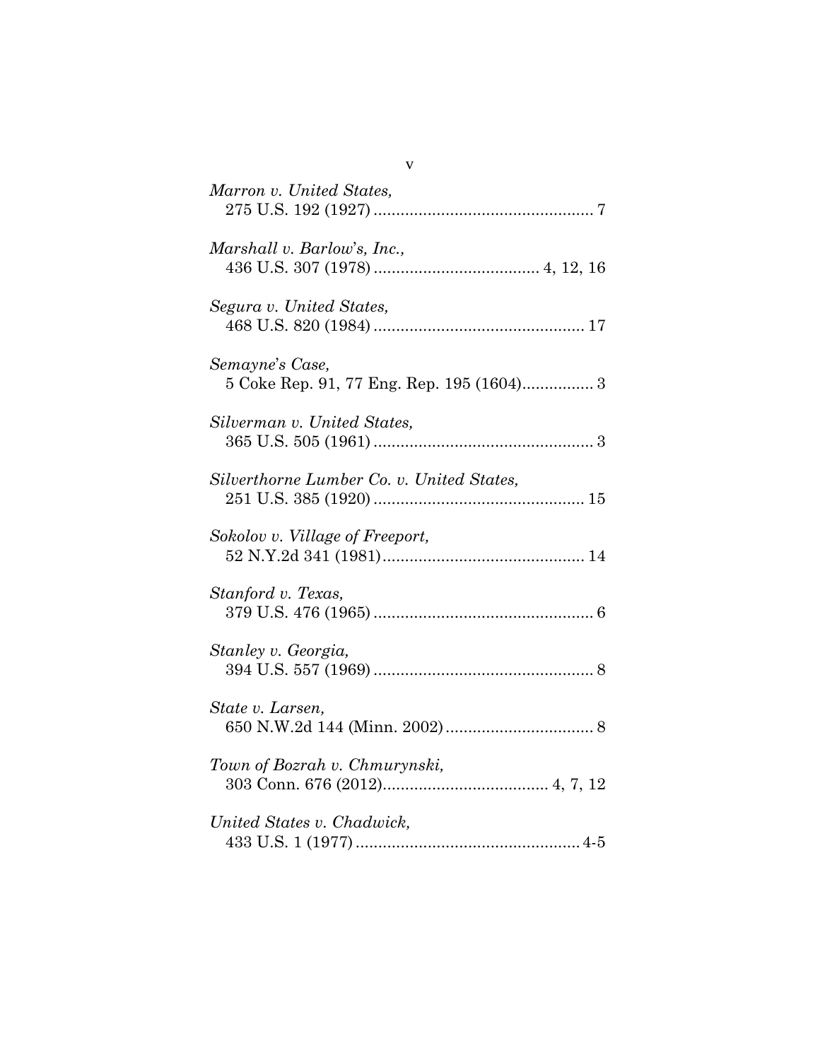*Marron v. United States*,
275 U.S. 192 (1927) ................................................ 7

*Marshall v. Barlow's, Inc.*,
436 U.S. 307 (1978) .................................... 4, 12, 16

*Segura v. United States*,
468 U.S. 820 (1984) .............................................. 17

*Semayne's Case*,
5 Coke Rep. 91, 77 Eng. Rep. 195 (1604)................ 3

*Silverman v. United States*,
365 U.S. 505 (1961) ................................................ 3

*Silverthorne Lumber Co. v. United States*,
251 U.S. 385 (1920) .............................................. 15

*Sokolov v. Village of Freeport*,
52 N.Y.2d 341 (1981)............................................ 14

*Stanford v. Texas*,
379 U.S. 476 (1965) ................................................ 6

*Stanley v. Georgia*,
394 U.S. 557 (1969) ................................................ 8

*State v. Larsen*,
650 N.W.2d 144 (Minn. 2002)................................ 8

*Town of Bozrah v. Chmurynski*,
303 Conn. 676 (2012).................................... 4, 7, 12

*United States v. Chadwick*,
433 U.S. 1 (1977) .................................................. 4-5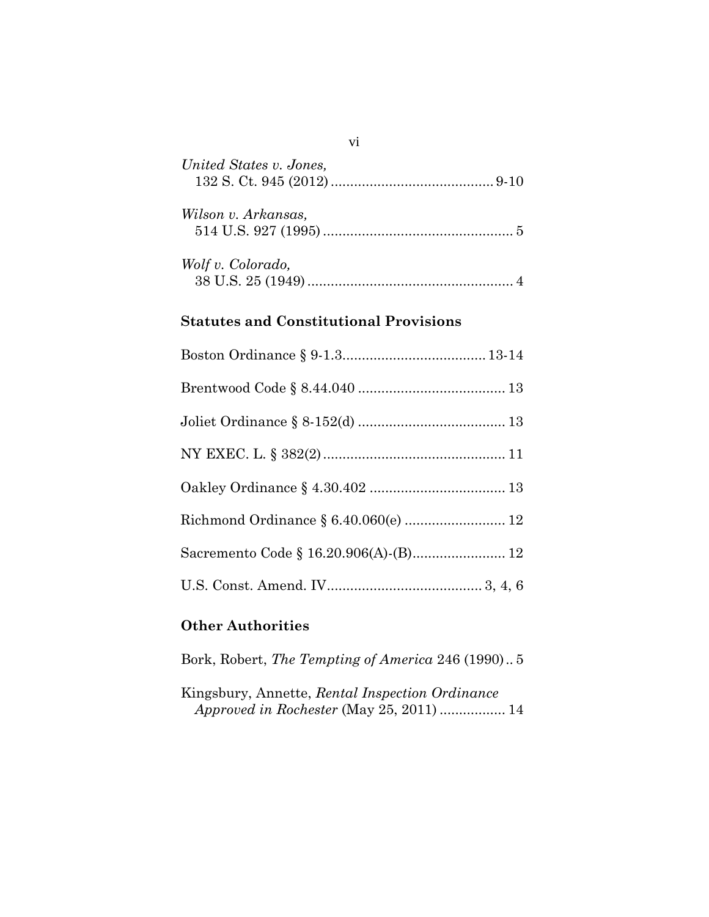*United States v. Jones*,
132 S. Ct. 945 (2012) .......................................... 9-10

*Wilson v. Arkansas*,
514 U.S. 927 (1995) ................................................ 5

*Wolf v. Colorado*,
38 U.S. 25 (1949) .................................................... 4

### Statutes and Constitutional Provisions

Boston Ordinance § 9-1.3..................................... 13-14

Brentwood Code § 8.44.040 ..................................... 13

Joliet Ordinance § 8-152(d) ..................................... 13

NY EXEC. L. § 382(2) .............................................. 11

Oakley Ordinance § 4.30.402 .................................. 13

Richmond Ordinance § 6.40.060(e) .......................... 12

Sacremento Code § 16.20.906(A)-(B)........................ 12

U.S. Const. Amend. IV........................................ 3, 4, 6

### Other Authorities

Bork, Robert, *The Tempting of America* 246 (1990) .. 5

Kingsbury, Annette, *Rental Inspection Ordinance Approved in Rochester* (May 25, 2011) ................. 14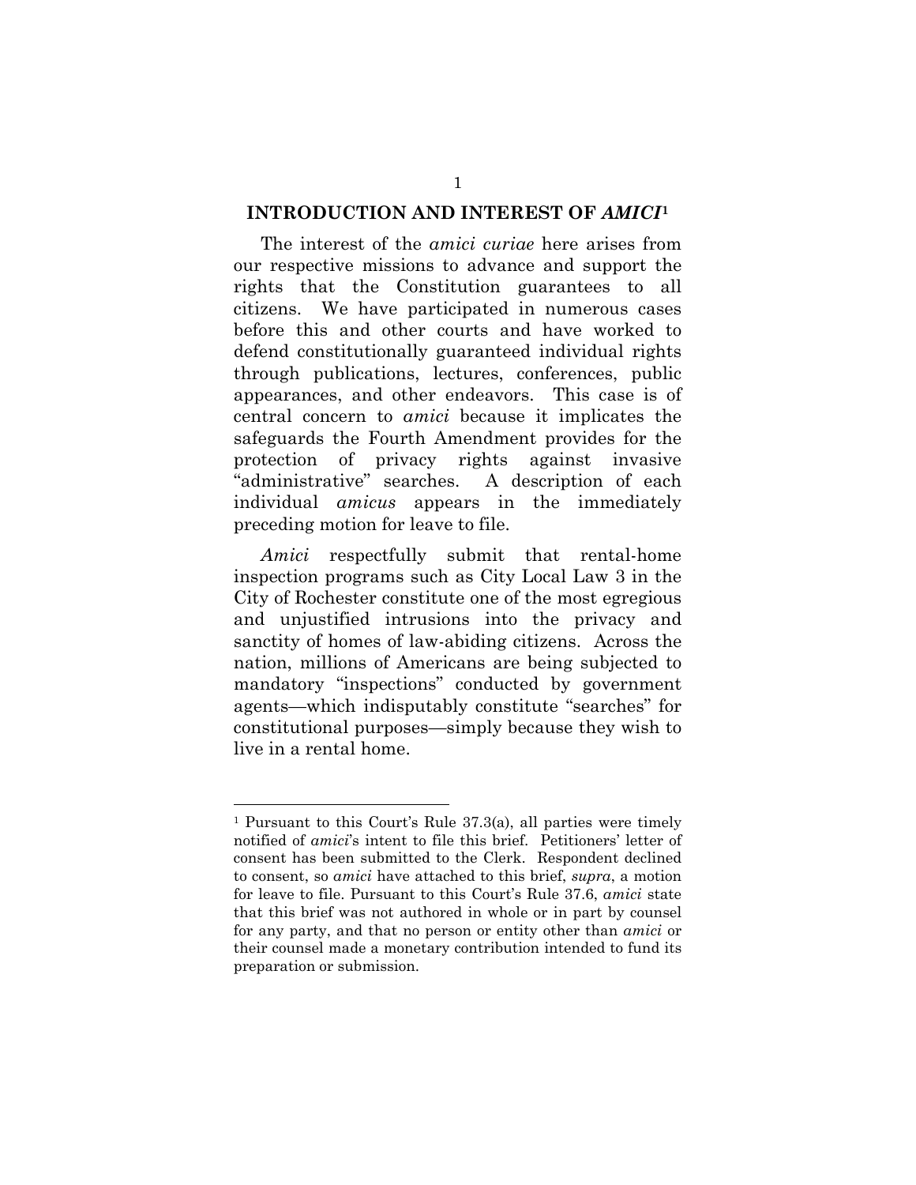## INTRODUCTION AND INTEREST OF *AMICI*[1]

The interest of the *amici curiae* here arises from our respective missions to advance and support the rights that the Constitution guarantees to all citizens. We have participated in numerous cases before this and other courts and have worked to defend constitutionally guaranteed individual rights through publications, lectures, conferences, public appearances, and other endeavors. This case is of central concern to *amici* because it implicates the safeguards the Fourth Amendment provides for the protection of privacy rights against invasive "administrative" searches. A description of each individual *amicus* appears in the immediately preceding motion for leave to file.

*Amici* respectfully submit that rental-home inspection programs such as City Local Law 3 in the City of Rochester constitute one of the most egregious and unjustified intrusions into the privacy and sanctity of homes of law-abiding citizens. Across the nation, millions of Americans are being subjected to mandatory "inspections" conducted by government agents—which indisputably constitute "searches" for constitutional purposes—simply because they wish to live in a rental home.

---

[1] Pursuant to this Court's Rule 37.3(a), all parties were timely notified of *amici*'s intent to file this brief. Petitioners' letter of consent has been submitted to the Clerk. Respondent declined to consent, so *amici* have attached to this brief, *supra*, a motion for leave to file. Pursuant to this Court's Rule 37.6, *amici* state that this brief was not authored in whole or in part by counsel for any party, and that no person or entity other than *amici* or their counsel made a monetary contribution intended to fund its preparation or submission.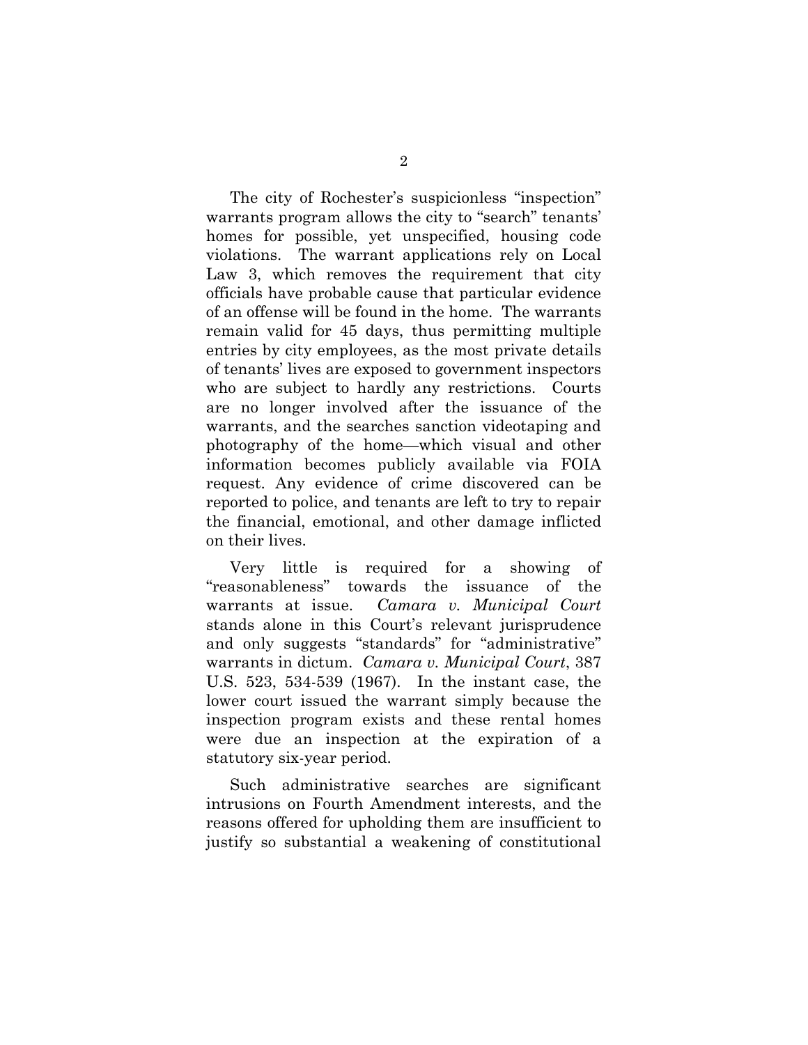The city of Rochester's suspicionless "inspection" warrants program allows the city to "search" tenants' homes for possible, yet unspecified, housing code violations. The warrant applications rely on Local Law 3, which removes the requirement that city officials have probable cause that particular evidence of an offense will be found in the home. The warrants remain valid for 45 days, thus permitting multiple entries by city employees, as the most private details of tenants' lives are exposed to government inspectors who are subject to hardly any restrictions. Courts are no longer involved after the issuance of the warrants, and the searches sanction videotaping and photography of the home—which visual and other information becomes publicly available via FOIA request. Any evidence of crime discovered can be reported to police, and tenants are left to try to repair the financial, emotional, and other damage inflicted on their lives.

Very little is required for a showing of "reasonableness" towards the issuance of the warrants at issue. *Camara v. Municipal Court* stands alone in this Court's relevant jurisprudence and only suggests "standards" for "administrative" warrants in dictum. *Camara v. Municipal Court*, 387 U.S. 523, 534-539 (1967). In the instant case, the lower court issued the warrant simply because the inspection program exists and these rental homes were due an inspection at the expiration of a statutory six-year period.

Such administrative searches are significant intrusions on Fourth Amendment interests, and the reasons offered for upholding them are insufficient to justify so substantial a weakening of constitutional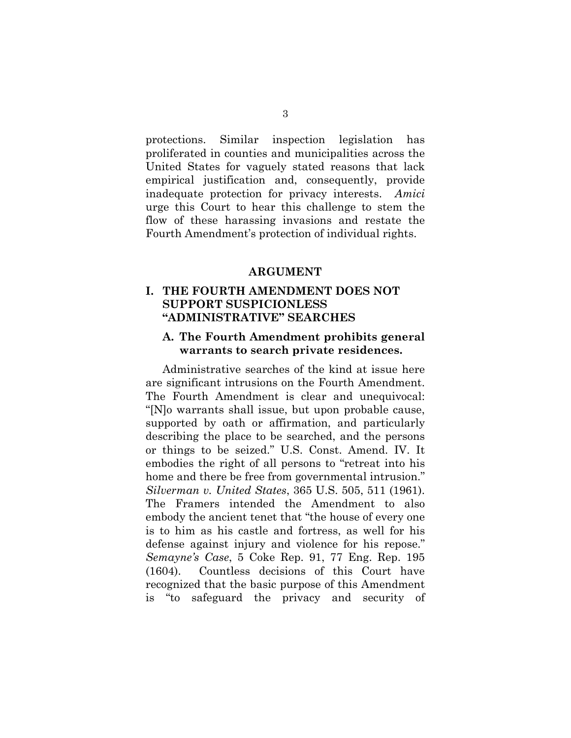protections. Similar inspection legislation has proliferated in counties and municipalities across the United States for vaguely stated reasons that lack empirical justification and, consequently, provide inadequate protection for privacy interests. *Amici* urge this Court to hear this challenge to stem the flow of these harassing invasions and restate the Fourth Amendment's protection of individual rights.

## ARGUMENT

### I. THE FOURTH AMENDMENT DOES NOT SUPPORT SUSPICIONLESS "ADMINISTRATIVE" SEARCHES

#### A. The Fourth Amendment prohibits general warrants to search private residences.

Administrative searches of the kind at issue here are significant intrusions on the Fourth Amendment. The Fourth Amendment is clear and unequivocal: "[N]o warrants shall issue, but upon probable cause, supported by oath or affirmation, and particularly describing the place to be searched, and the persons or things to be seized." U.S. Const. Amend. IV. It embodies the right of all persons to "retreat into his home and there be free from governmental intrusion." *Silverman v. United States*, 365 U.S. 505, 511 (1961). The Framers intended the Amendment to also embody the ancient tenet that "the house of every one is to him as his castle and fortress, as well for his defense against injury and violence for his repose." *Semayne's Case*, 5 Coke Rep. 91, 77 Eng. Rep. 195 (1604). Countless decisions of this Court have recognized that the basic purpose of this Amendment is "to safeguard the privacy and security of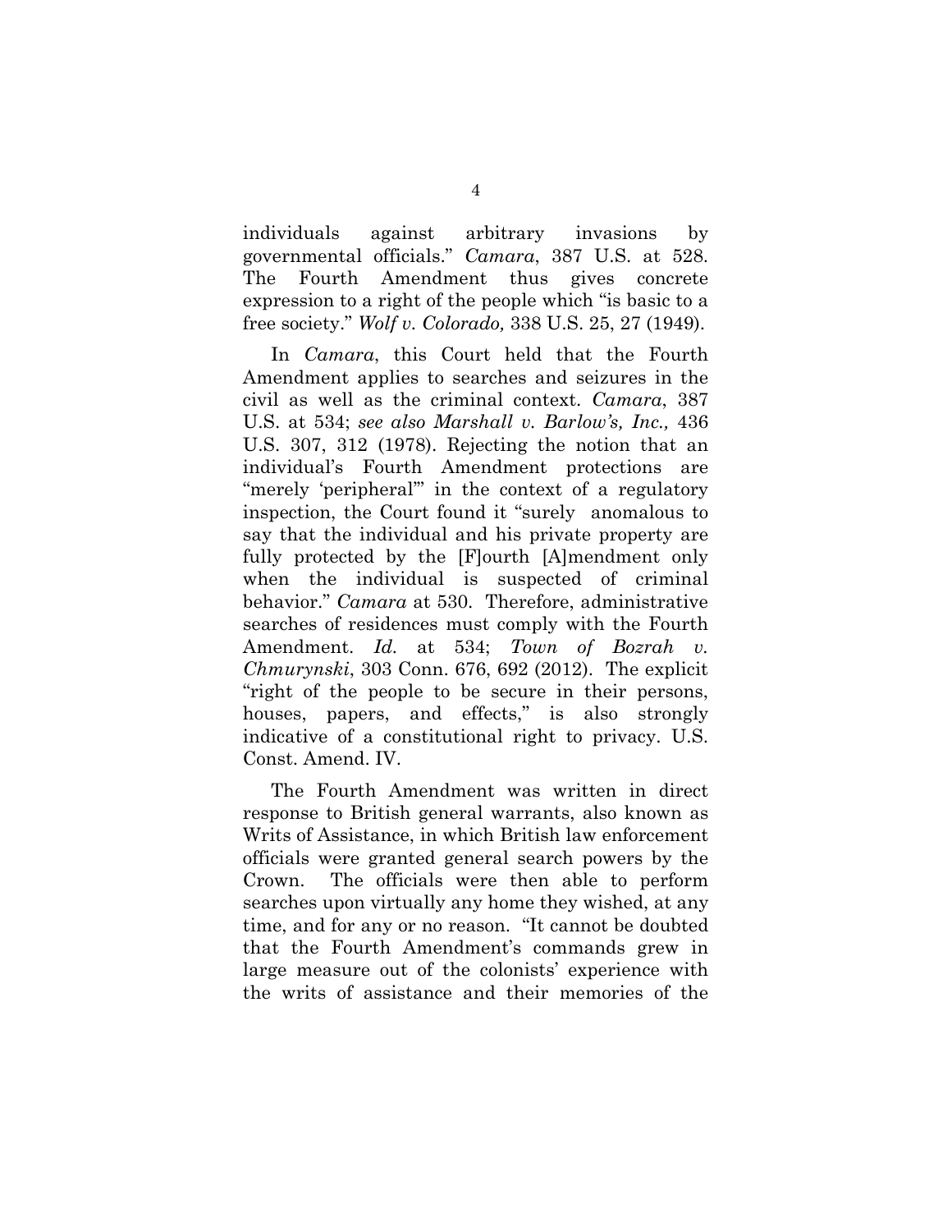individuals against arbitrary invasions by governmental officials." *Camara*, 387 U.S. at 528. The Fourth Amendment thus gives concrete expression to a right of the people which "is basic to a free society." *Wolf v. Colorado,* 338 U.S. 25, 27 (1949).

In *Camara*, this Court held that the Fourth Amendment applies to searches and seizures in the civil as well as the criminal context. *Camara*, 387 U.S. at 534; *see also Marshall v. Barlow's, Inc.,* 436 U.S. 307, 312 (1978). Rejecting the notion that an individual's Fourth Amendment protections are "merely 'peripheral'" in the context of a regulatory inspection, the Court found it "surely anomalous to say that the individual and his private property are fully protected by the [F]ourth [A]mendment only when the individual is suspected of criminal behavior." *Camara* at 530. Therefore, administrative searches of residences must comply with the Fourth Amendment. *Id.* at 534; *Town of Bozrah v. Chmurynski*, 303 Conn. 676, 692 (2012). The explicit "right of the people to be secure in their persons, houses, papers, and effects," is also strongly indicative of a constitutional right to privacy. U.S. Const. Amend. IV.

The Fourth Amendment was written in direct response to British general warrants, also known as Writs of Assistance, in which British law enforcement officials were granted general search powers by the Crown. The officials were then able to perform searches upon virtually any home they wished, at any time, and for any or no reason. "It cannot be doubted that the Fourth Amendment's commands grew in large measure out of the colonists' experience with the writs of assistance and their memories of the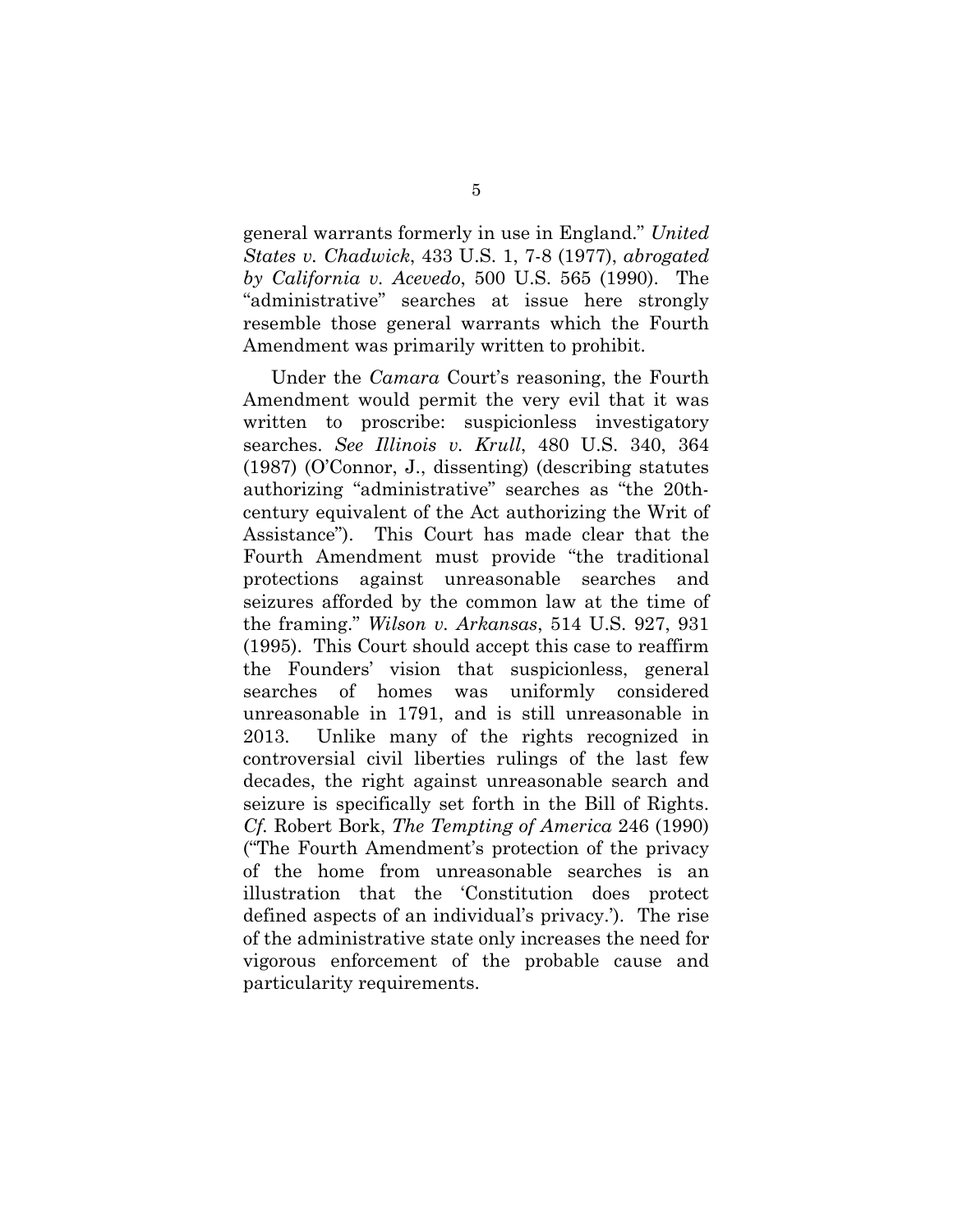general warrants formerly in use in England." *United States v. Chadwick*, 433 U.S. 1, 7-8 (1977), *abrogated by California v. Acevedo*, 500 U.S. 565 (1990). The "administrative" searches at issue here strongly resemble those general warrants which the Fourth Amendment was primarily written to prohibit.

Under the *Camara* Court's reasoning, the Fourth Amendment would permit the very evil that it was written to proscribe: suspicionless investigatory searches. *See Illinois v. Krull*, 480 U.S. 340, 364 (1987) (O'Connor, J., dissenting) (describing statutes authorizing "administrative" searches as "the 20th-century equivalent of the Act authorizing the Writ of Assistance"). This Court has made clear that the Fourth Amendment must provide "the traditional protections against unreasonable searches and seizures afforded by the common law at the time of the framing." *Wilson v. Arkansas*, 514 U.S. 927, 931 (1995). This Court should accept this case to reaffirm the Founders' vision that suspicionless, general searches of homes was uniformly considered unreasonable in 1791, and is still unreasonable in 2013. Unlike many of the rights recognized in controversial civil liberties rulings of the last few decades, the right against unreasonable search and seizure is specifically set forth in the Bill of Rights. *Cf.* Robert Bork, *The Tempting of America* 246 (1990) ("The Fourth Amendment's protection of the privacy of the home from unreasonable searches is an illustration that the 'Constitution does protect defined aspects of an individual's privacy.'). The rise of the administrative state only increases the need for vigorous enforcement of the probable cause and particularity requirements.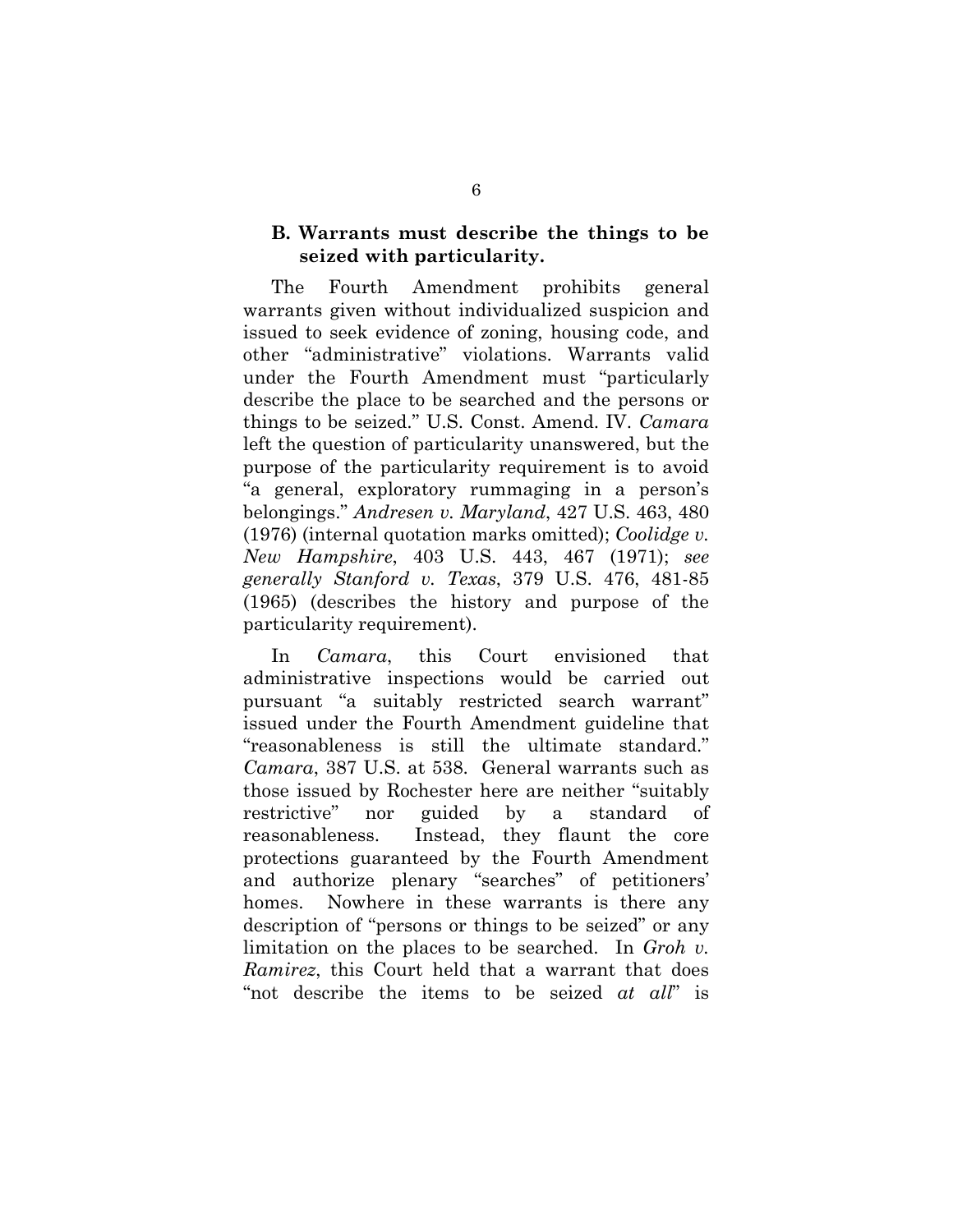### B. Warrants must describe the things to be seized with particularity.

The Fourth Amendment prohibits general warrants given without individualized suspicion and issued to seek evidence of zoning, housing code, and other "administrative" violations. Warrants valid under the Fourth Amendment must "particularly describe the place to be searched and the persons or things to be seized." U.S. Const. Amend. IV. *Camara* left the question of particularity unanswered, but the purpose of the particularity requirement is to avoid "a general, exploratory rummaging in a person's belongings." *Andresen v. Maryland*, 427 U.S. 463, 480 (1976) (internal quotation marks omitted); *Coolidge v. New Hampshire*, 403 U.S. 443, 467 (1971); *see generally Stanford v. Texas*, 379 U.S. 476, 481-85 (1965) (describes the history and purpose of the particularity requirement).

In *Camara*, this Court envisioned that administrative inspections would be carried out pursuant "a suitably restricted search warrant" issued under the Fourth Amendment guideline that "reasonableness is still the ultimate standard." *Camara*, 387 U.S. at 538. General warrants such as those issued by Rochester here are neither "suitably restrictive" nor guided by a standard of reasonableness. Instead, they flaunt the core protections guaranteed by the Fourth Amendment and authorize plenary "searches" of petitioners' homes. Nowhere in these warrants is there any description of "persons or things to be seized" or any limitation on the places to be searched. In *Groh v. Ramirez*, this Court held that a warrant that does "not describe the items to be seized *at all*" is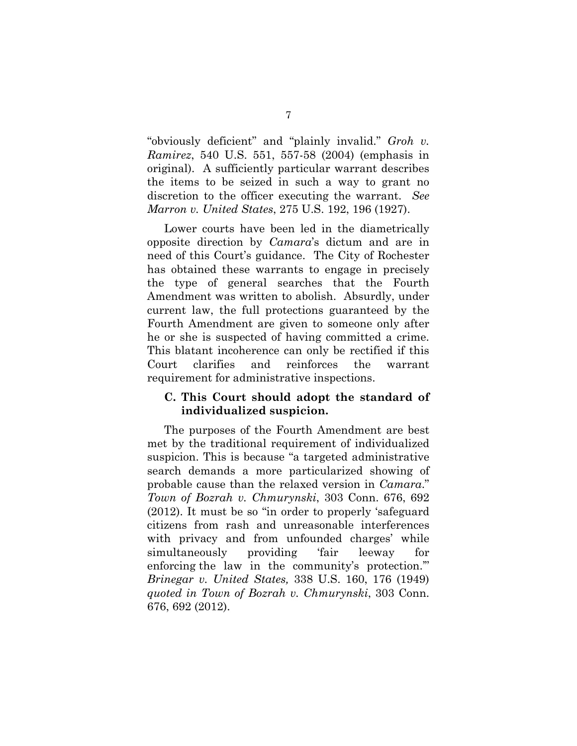"obviously deficient" and "plainly invalid." *Groh v. Ramirez*, 540 U.S. 551, 557-58 (2004) (emphasis in original). A sufficiently particular warrant describes the items to be seized in such a way to grant no discretion to the officer executing the warrant. *See Marron v. United States*, 275 U.S. 192, 196 (1927).

Lower courts have been led in the diametrically opposite direction by *Camara*'s dictum and are in need of this Court's guidance. The City of Rochester has obtained these warrants to engage in precisely the type of general searches that the Fourth Amendment was written to abolish. Absurdly, under current law, the full protections guaranteed by the Fourth Amendment are given to someone only after he or she is suspected of having committed a crime. This blatant incoherence can only be rectified if this Court clarifies and reinforces the warrant requirement for administrative inspections.

### C. This Court should adopt the standard of individualized suspicion.

The purposes of the Fourth Amendment are best met by the traditional requirement of individualized suspicion. This is because "a targeted administrative search demands a more particularized showing of probable cause than the relaxed version in *Camara*." *Town of Bozrah v. Chmurynski*, 303 Conn. 676, 692 (2012). It must be so "in order to properly 'safeguard citizens from rash and unreasonable interferences with privacy and from unfounded charges' while simultaneously providing 'fair leeway for enforcing the law in the community's protection.'" *Brinegar v. United States,* 338 U.S. 160, 176 (1949) *quoted in Town of Bozrah v. Chmurynski*, 303 Conn. 676, 692 (2012).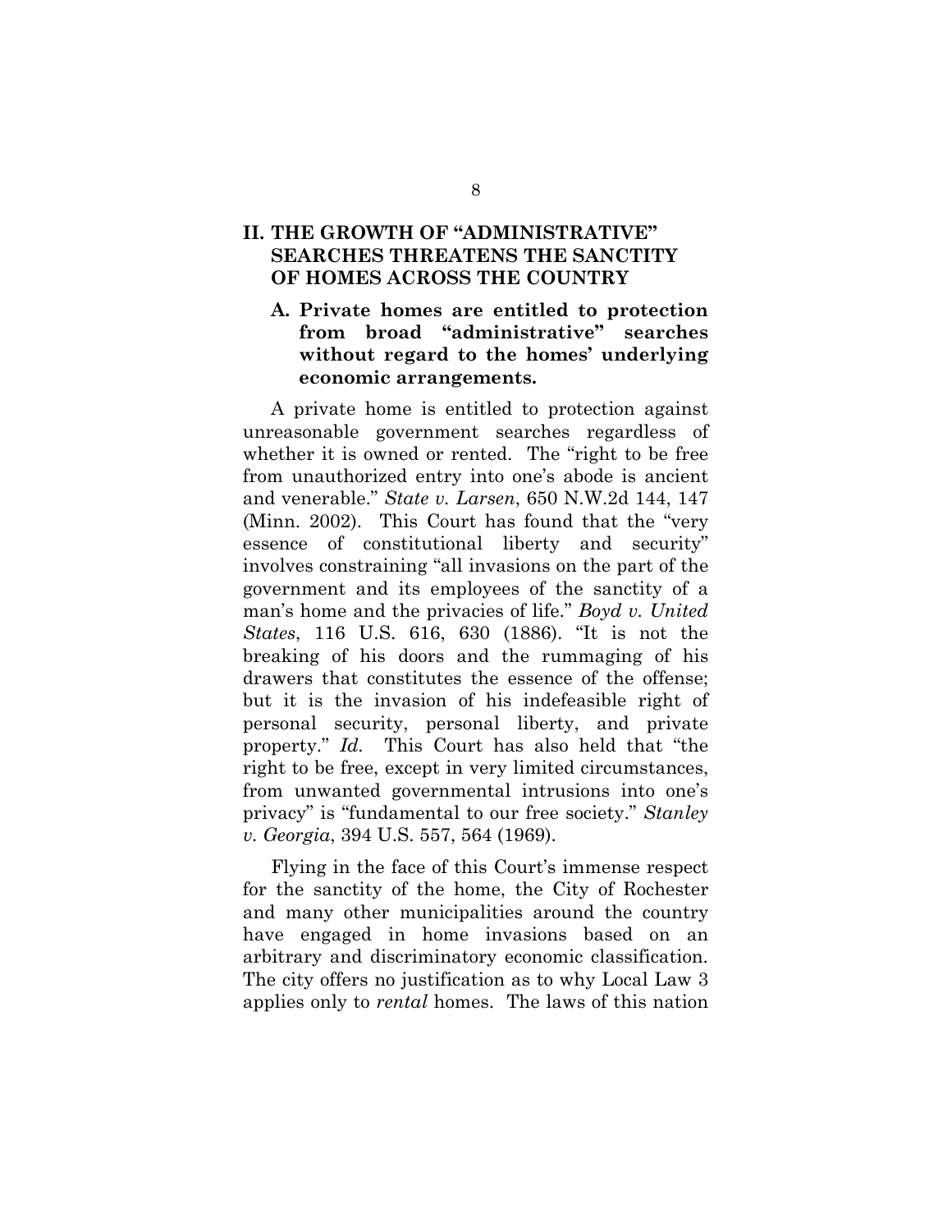## II. THE GROWTH OF "ADMINISTRATIVE" SEARCHES THREATENS THE SANCTITY OF HOMES ACROSS THE COUNTRY

### A. Private homes are entitled to protection from broad "administrative" searches without regard to the homes' underlying economic arrangements.

A private home is entitled to protection against unreasonable government searches regardless of whether it is owned or rented. The "right to be free from unauthorized entry into one's abode is ancient and venerable." *State v. Larsen*, 650 N.W.2d 144, 147 (Minn. 2002). This Court has found that the "very essence of constitutional liberty and security" involves constraining "all invasions on the part of the government and its employees of the sanctity of a man's home and the privacies of life." *Boyd v. United States*, 116 U.S. 616, 630 (1886). "It is not the breaking of his doors and the rummaging of his drawers that constitutes the essence of the offense; but it is the invasion of his indefeasible right of personal security, personal liberty, and private property." *Id.* This Court has also held that "the right to be free, except in very limited circumstances, from unwanted governmental intrusions into one's privacy" is "fundamental to our free society." *Stanley v. Georgia*, 394 U.S. 557, 564 (1969).

Flying in the face of this Court's immense respect for the sanctity of the home, the City of Rochester and many other municipalities around the country have engaged in home invasions based on an arbitrary and discriminatory economic classification. The city offers no justification as to why Local Law 3 applies only to *rental* homes. The laws of this nation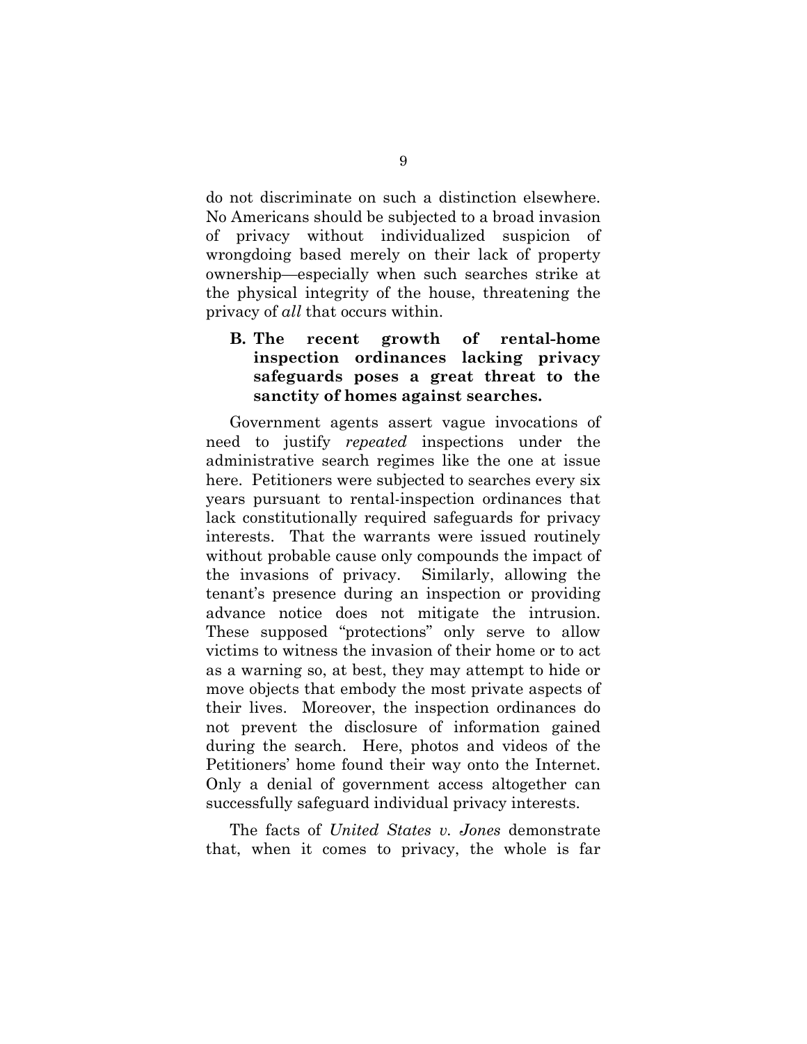do not discriminate on such a distinction elsewhere. No Americans should be subjected to a broad invasion of privacy without individualized suspicion of wrongdoing based merely on their lack of property ownership—especially when such searches strike at the physical integrity of the house, threatening the privacy of *all* that occurs within.

### B. The recent growth of rental-home inspection ordinances lacking privacy safeguards poses a great threat to the sanctity of homes against searches.

Government agents assert vague invocations of need to justify *repeated* inspections under the administrative search regimes like the one at issue here. Petitioners were subjected to searches every six years pursuant to rental-inspection ordinances that lack constitutionally required safeguards for privacy interests. That the warrants were issued routinely without probable cause only compounds the impact of the invasions of privacy. Similarly, allowing the tenant's presence during an inspection or providing advance notice does not mitigate the intrusion. These supposed "protections" only serve to allow victims to witness the invasion of their home or to act as a warning so, at best, they may attempt to hide or move objects that embody the most private aspects of their lives. Moreover, the inspection ordinances do not prevent the disclosure of information gained during the search. Here, photos and videos of the Petitioners' home found their way onto the Internet. Only a denial of government access altogether can successfully safeguard individual privacy interests.

The facts of *United States v. Jones* demonstrate that, when it comes to privacy, the whole is far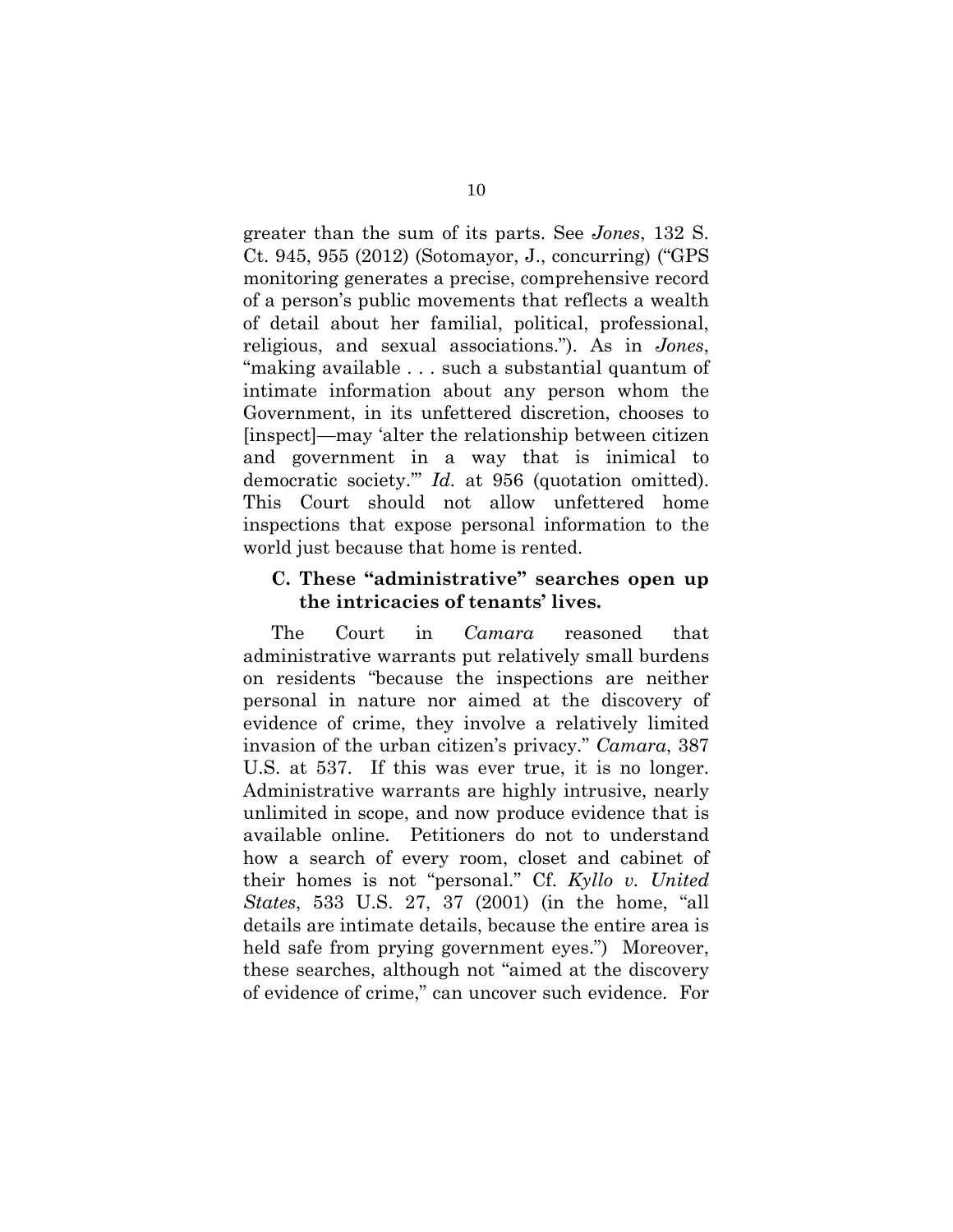greater than the sum of its parts. See *Jones*, 132 S. Ct. 945, 955 (2012) (Sotomayor, J., concurring) ("GPS monitoring generates a precise, comprehensive record of a person's public movements that reflects a wealth of detail about her familial, political, professional, religious, and sexual associations."). As in *Jones*, "making available . . . such a substantial quantum of intimate information about any person whom the Government, in its unfettered discretion, chooses to [inspect]—may 'alter the relationship between citizen and government in a way that is inimical to democratic society.'" *Id.* at 956 (quotation omitted). This Court should not allow unfettered home inspections that expose personal information to the world just because that home is rented.

### C. These "administrative" searches open up the intricacies of tenants' lives.

The Court in *Camara* reasoned that administrative warrants put relatively small burdens on residents "because the inspections are neither personal in nature nor aimed at the discovery of evidence of crime, they involve a relatively limited invasion of the urban citizen's privacy." *Camara*, 387 U.S. at 537. If this was ever true, it is no longer. Administrative warrants are highly intrusive, nearly unlimited in scope, and now produce evidence that is available online. Petitioners do not to understand how a search of every room, closet and cabinet of their homes is not "personal." Cf. *Kyllo v. United States*, 533 U.S. 27, 37 (2001) (in the home, "all details are intimate details, because the entire area is held safe from prying government eyes.") Moreover, these searches, although not "aimed at the discovery of evidence of crime," can uncover such evidence. For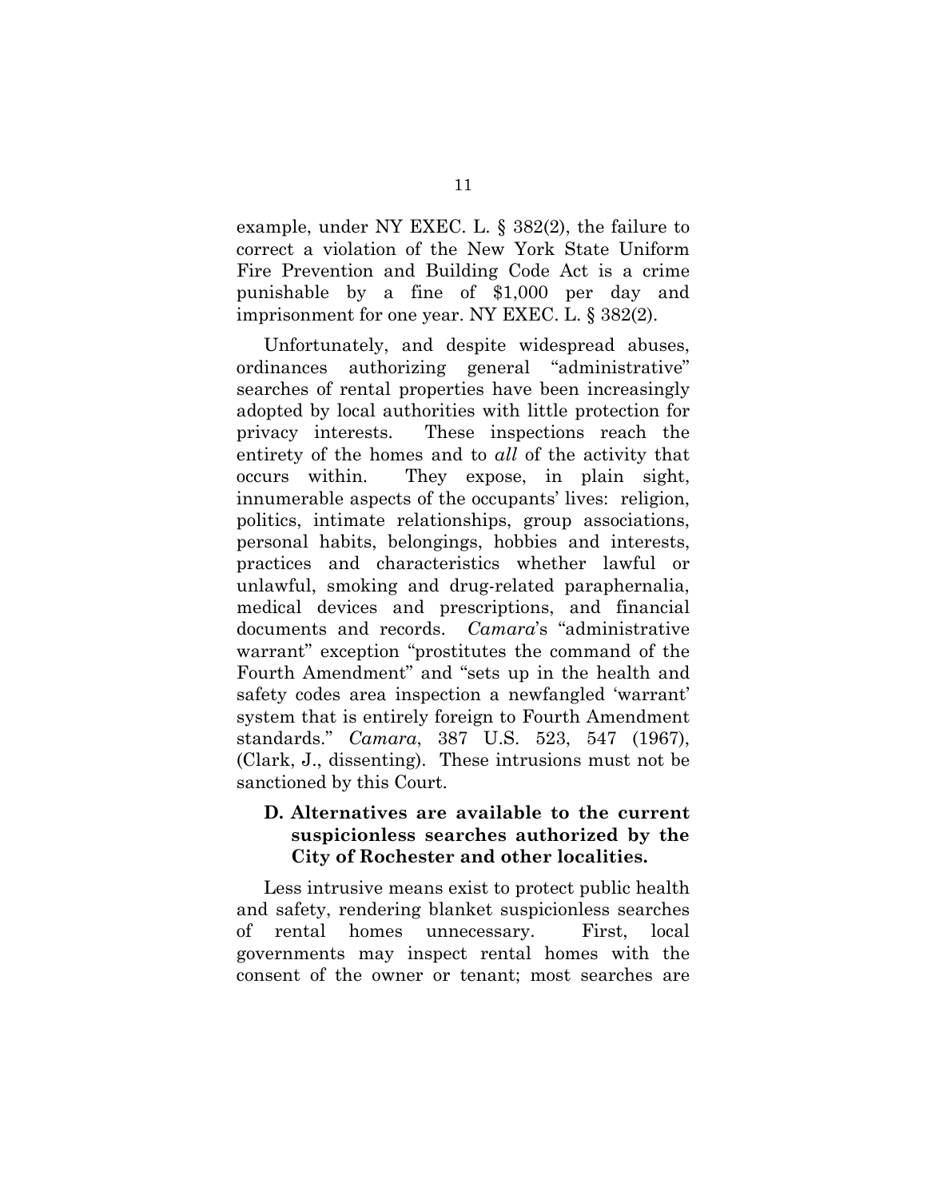example, under NY EXEC. L. § 382(2), the failure to correct a violation of the New York State Uniform Fire Prevention and Building Code Act is a crime punishable by a fine of $1,000 per day and imprisonment for one year. NY EXEC. L. § 382(2).

Unfortunately, and despite widespread abuses, ordinances authorizing general "administrative" searches of rental properties have been increasingly adopted by local authorities with little protection for privacy interests. These inspections reach the entirety of the homes and to *all* of the activity that occurs within. They expose, in plain sight, innumerable aspects of the occupants' lives: religion, politics, intimate relationships, group associations, personal habits, belongings, hobbies and interests, practices and characteristics whether lawful or unlawful, smoking and drug-related paraphernalia, medical devices and prescriptions, and financial documents and records. *Camara*'s "administrative warrant" exception "prostitutes the command of the Fourth Amendment" and "sets up in the health and safety codes area inspection a newfangled 'warrant' system that is entirely foreign to Fourth Amendment standards." *Camara*, 387 U.S. 523, 547 (1967), (Clark, J., dissenting). These intrusions must not be sanctioned by this Court.

### D. Alternatives are available to the current suspicionless searches authorized by the City of Rochester and other localities.

Less intrusive means exist to protect public health and safety, rendering blanket suspicionless searches of rental homes unnecessary. First, local governments may inspect rental homes with the consent of the owner or tenant; most searches are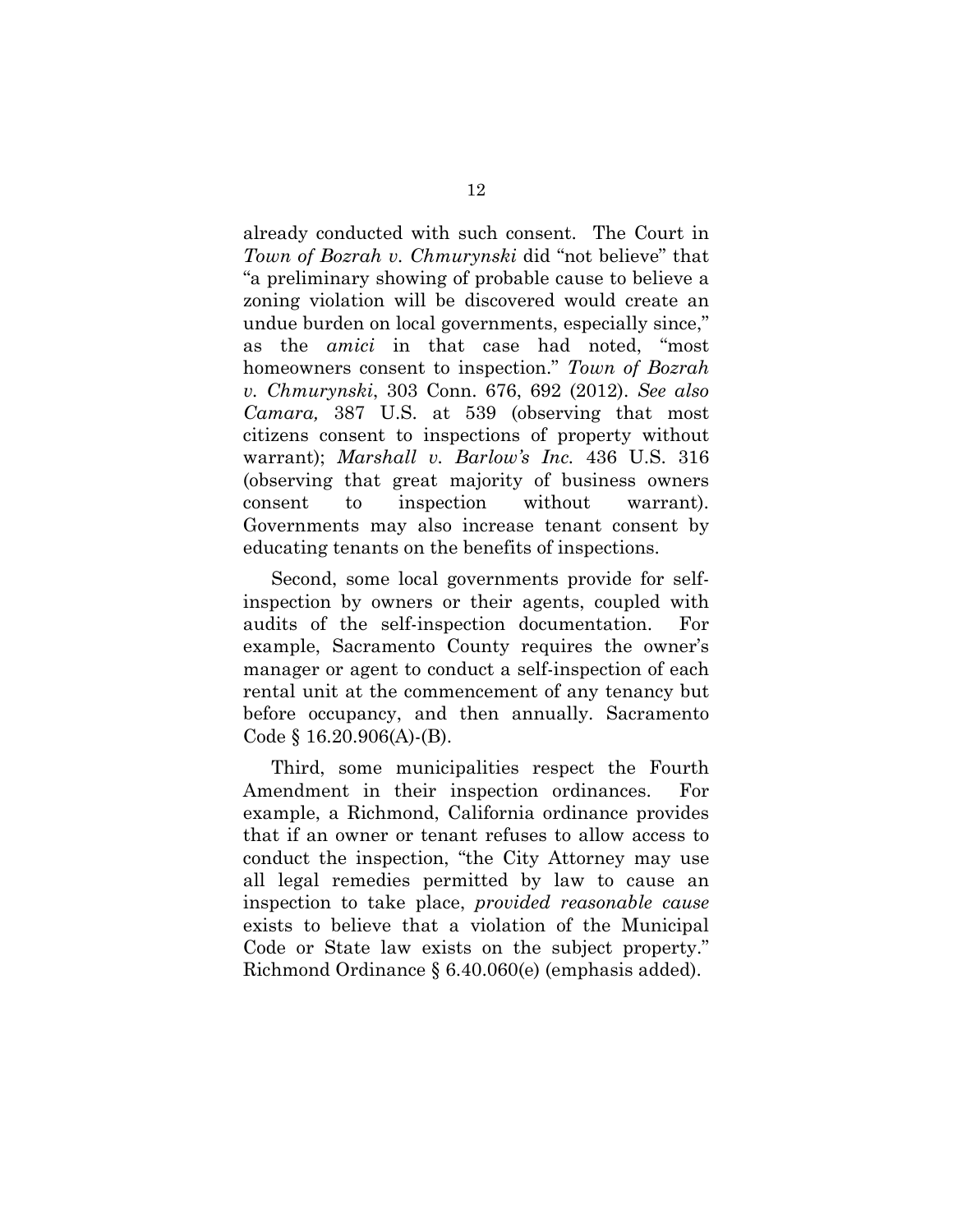already conducted with such consent. The Court in *Town of Bozrah v. Chmurynski* did "not believe" that "a preliminary showing of probable cause to believe a zoning violation will be discovered would create an undue burden on local governments, especially since," as the *amici* in that case had noted, "most homeowners consent to inspection." *Town of Bozrah v. Chmurynski*, 303 Conn. 676, 692 (2012). *See also Camara,* 387 U.S. at 539 (observing that most citizens consent to inspections of property without warrant); *Marshall v. Barlow's Inc.* 436 U.S. 316 (observing that great majority of business owners consent to inspection without warrant). Governments may also increase tenant consent by educating tenants on the benefits of inspections.

Second, some local governments provide for self-inspection by owners or their agents, coupled with audits of the self-inspection documentation. For example, Sacramento County requires the owner's manager or agent to conduct a self-inspection of each rental unit at the commencement of any tenancy but before occupancy, and then annually. Sacramento Code § 16.20.906(A)-(B).

Third, some municipalities respect the Fourth Amendment in their inspection ordinances. For example, a Richmond, California ordinance provides that if an owner or tenant refuses to allow access to conduct the inspection, "the City Attorney may use all legal remedies permitted by law to cause an inspection to take place, *provided reasonable cause* exists to believe that a violation of the Municipal Code or State law exists on the subject property." Richmond Ordinance § 6.40.060(e) (emphasis added).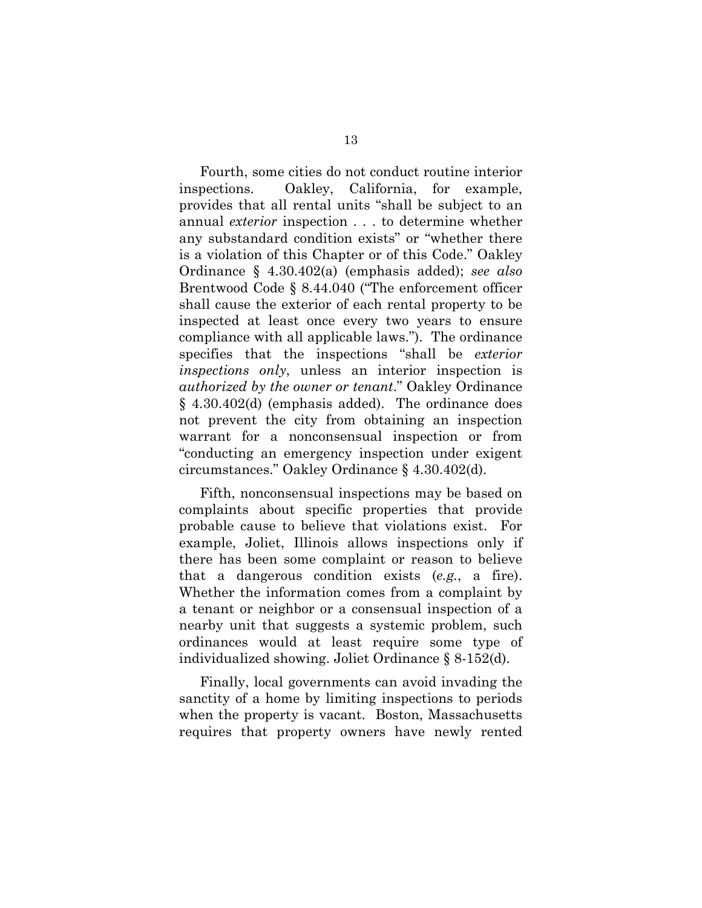Fourth, some cities do not conduct routine interior inspections. Oakley, California, for example, provides that all rental units "shall be subject to an annual *exterior* inspection . . . to determine whether any substandard condition exists" or "whether there is a violation of this Chapter or of this Code." Oakley Ordinance § 4.30.402(a) (emphasis added); *see also* Brentwood Code § 8.44.040 ("The enforcement officer shall cause the exterior of each rental property to be inspected at least once every two years to ensure compliance with all applicable laws."). The ordinance specifies that the inspections "shall be *exterior inspections only*, unless an interior inspection is *authorized by the owner or tenant*." Oakley Ordinance § 4.30.402(d) (emphasis added). The ordinance does not prevent the city from obtaining an inspection warrant for a nonconsensual inspection or from "conducting an emergency inspection under exigent circumstances." Oakley Ordinance § 4.30.402(d).

Fifth, nonconsensual inspections may be based on complaints about specific properties that provide probable cause to believe that violations exist. For example, Joliet, Illinois allows inspections only if there has been some complaint or reason to believe that a dangerous condition exists (*e.g.*, a fire). Whether the information comes from a complaint by a tenant or neighbor or a consensual inspection of a nearby unit that suggests a systemic problem, such ordinances would at least require some type of individualized showing. Joliet Ordinance § 8-152(d).

Finally, local governments can avoid invading the sanctity of a home by limiting inspections to periods when the property is vacant. Boston, Massachusetts requires that property owners have newly rented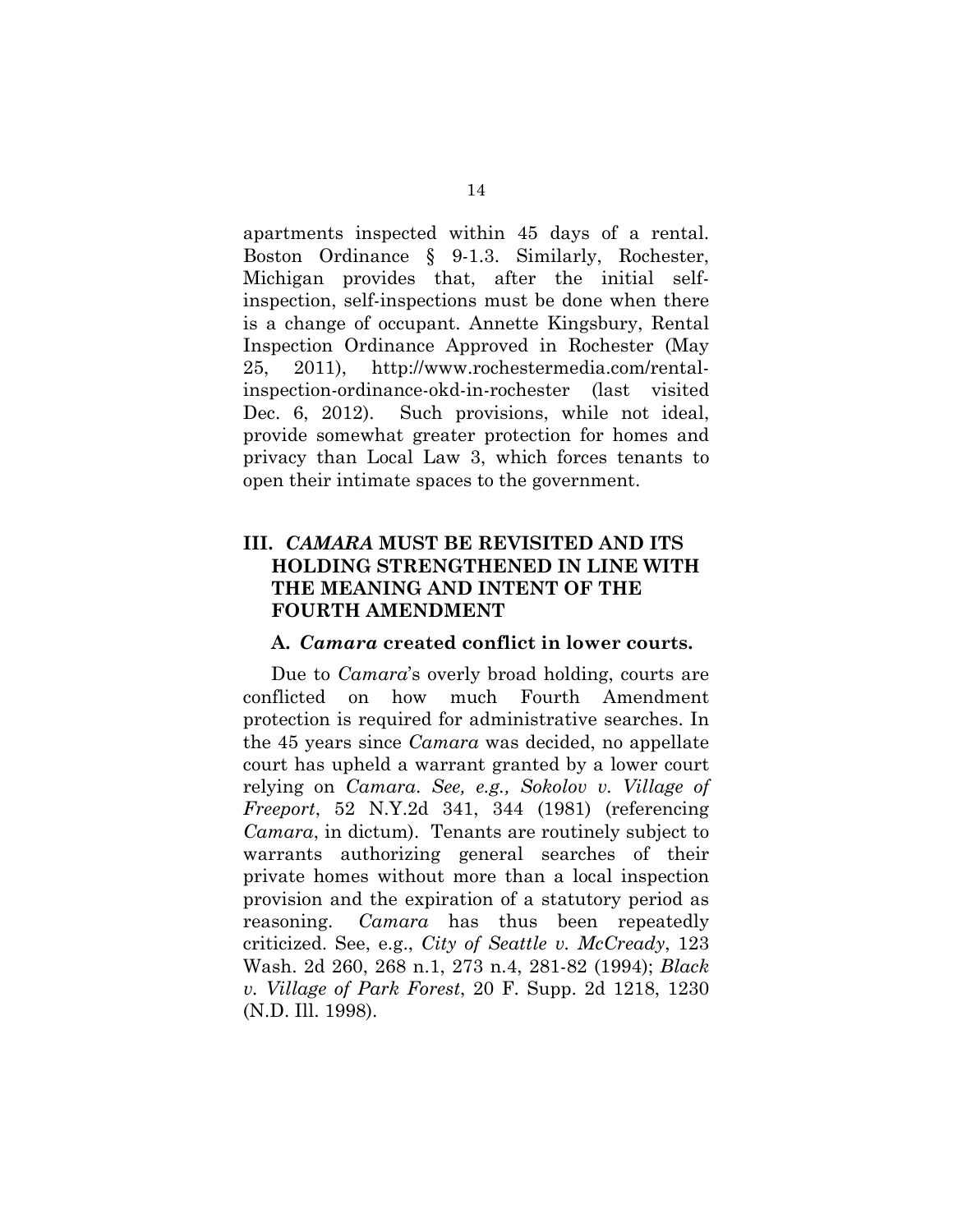apartments inspected within 45 days of a rental. Boston Ordinance § 9-1.3. Similarly, Rochester, Michigan provides that, after the initial self-inspection, self-inspections must be done when there is a change of occupant. Annette Kingsbury, Rental Inspection Ordinance Approved in Rochester (May 25, 2011), http://www.rochestermedia.com/rental-inspection-ordinance-okd-in-rochester (last visited Dec. 6, 2012). Such provisions, while not ideal, provide somewhat greater protection for homes and privacy than Local Law 3, which forces tenants to open their intimate spaces to the government.

## III. *CAMARA* MUST BE REVISITED AND ITS HOLDING STRENGTHENED IN LINE WITH THE MEANING AND INTENT OF THE FOURTH AMENDMENT

### A. *Camara* created conflict in lower courts.

Due to *Camara*'s overly broad holding, courts are conflicted on how much Fourth Amendment protection is required for administrative searches. In the 45 years since *Camara* was decided, no appellate court has upheld a warrant granted by a lower court relying on *Camara. See, e.g., Sokolov v. Village of Freeport*, 52 N.Y.2d 341, 344 (1981) (referencing *Camara*, in dictum). Tenants are routinely subject to warrants authorizing general searches of their private homes without more than a local inspection provision and the expiration of a statutory period as reasoning. *Camara* has thus been repeatedly criticized. See, e.g., *City of Seattle v. McCready*, 123 Wash. 2d 260, 268 n.1, 273 n.4, 281-82 (1994); *Black v. Village of Park Forest*, 20 F. Supp. 2d 1218, 1230 (N.D. Ill. 1998).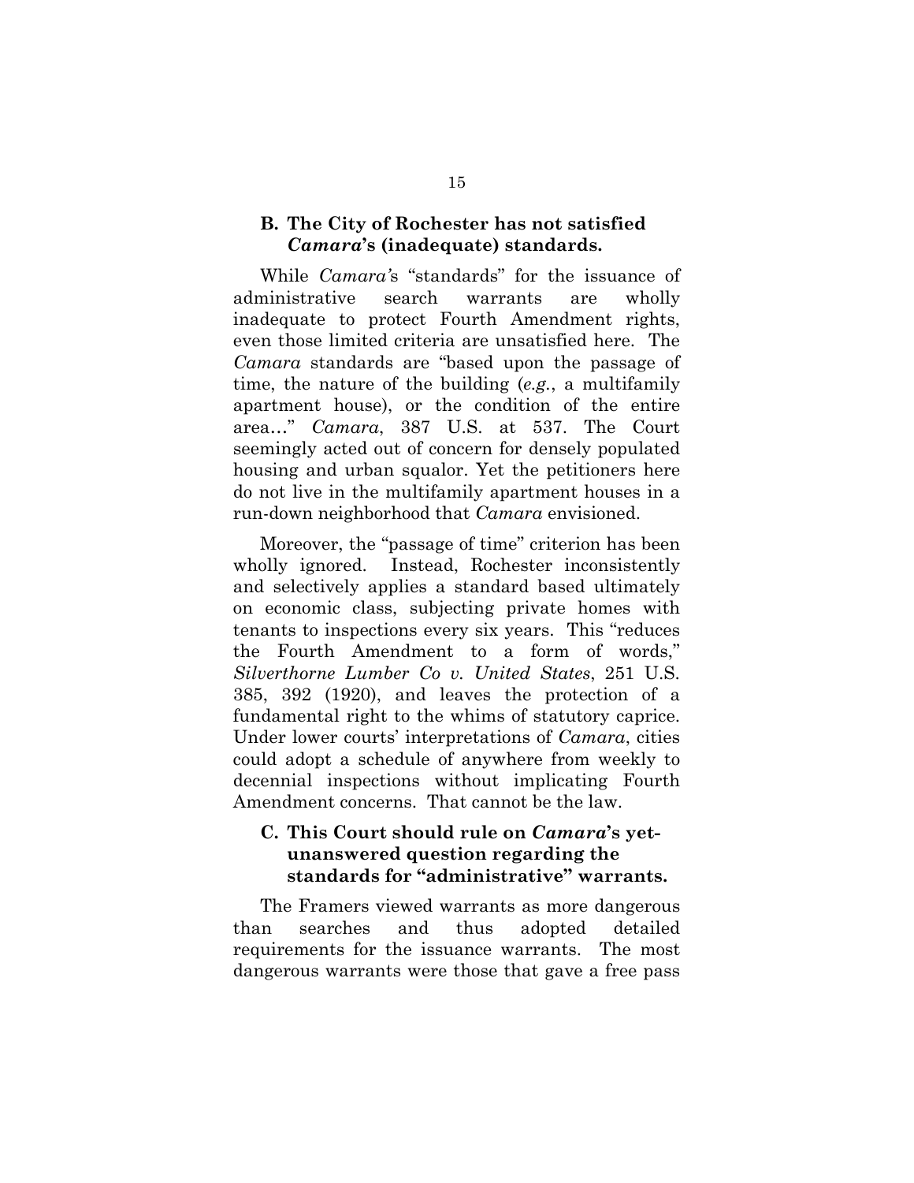### B. The City of Rochester has not satisfied *Camara*'s (inadequate) standards.

While *Camara*'s "standards" for the issuance of administrative search warrants are wholly inadequate to protect Fourth Amendment rights, even those limited criteria are unsatisfied here. The *Camara* standards are "based upon the passage of time, the nature of the building (*e.g.*, a multifamily apartment house), or the condition of the entire area…" *Camara*, 387 U.S. at 537. The Court seemingly acted out of concern for densely populated housing and urban squalor. Yet the petitioners here do not live in the multifamily apartment houses in a run-down neighborhood that *Camara* envisioned.

Moreover, the "passage of time" criterion has been wholly ignored. Instead, Rochester inconsistently and selectively applies a standard based ultimately on economic class, subjecting private homes with tenants to inspections every six years. This "reduces the Fourth Amendment to a form of words," *Silverthorne Lumber Co v. United States*, 251 U.S. 385, 392 (1920), and leaves the protection of a fundamental right to the whims of statutory caprice. Under lower courts' interpretations of *Camara*, cities could adopt a schedule of anywhere from weekly to decennial inspections without implicating Fourth Amendment concerns. That cannot be the law.

### C. This Court should rule on *Camara*'s yet-unanswered question regarding the standards for "administrative" warrants.

The Framers viewed warrants as more dangerous than searches and thus adopted detailed requirements for the issuance warrants. The most dangerous warrants were those that gave a free pass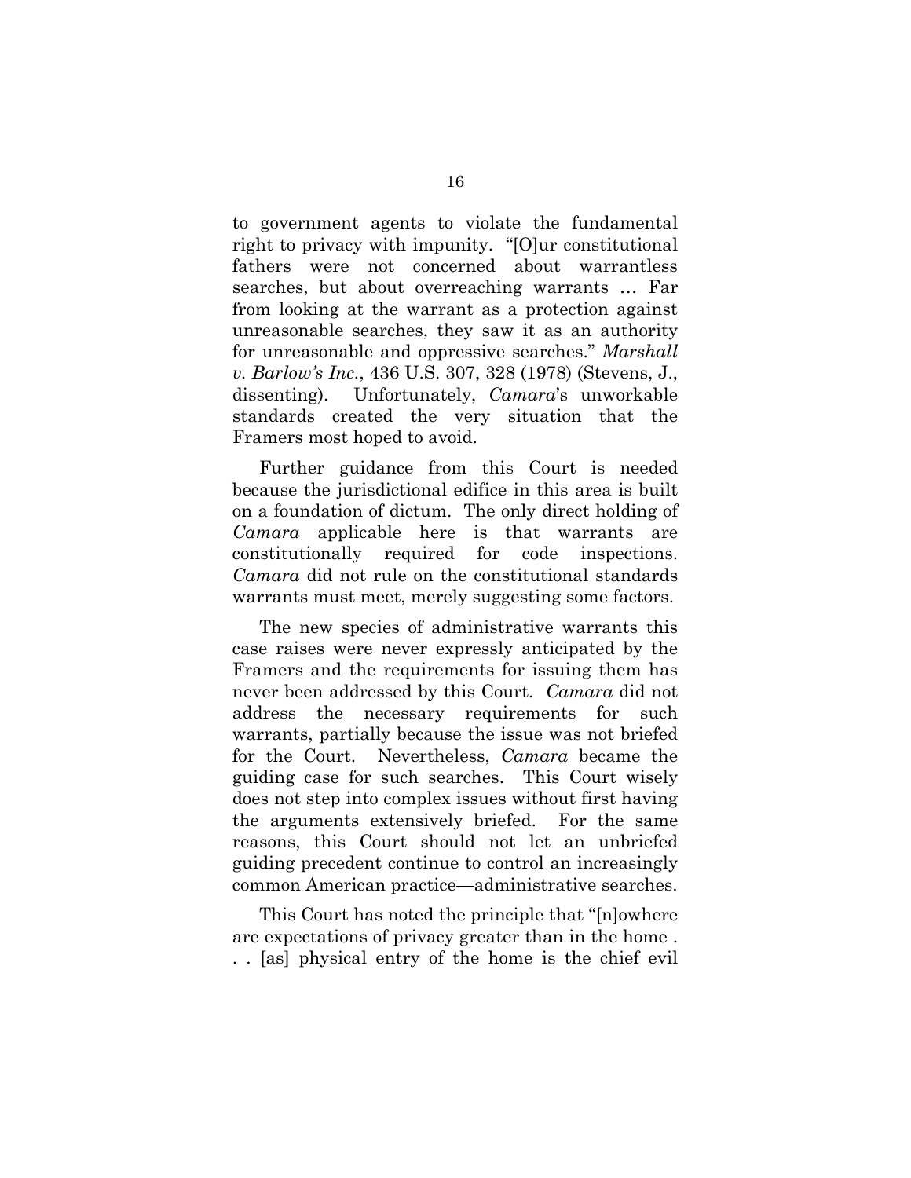to government agents to violate the fundamental right to privacy with impunity. "[O]ur constitutional fathers were not concerned about warrantless searches, but about overreaching warrants … Far from looking at the warrant as a protection against unreasonable searches, they saw it as an authority for unreasonable and oppressive searches." *Marshall v. Barlow's Inc.*, 436 U.S. 307, 328 (1978) (Stevens, J., dissenting). Unfortunately, *Camara*'s unworkable standards created the very situation that the Framers most hoped to avoid.

Further guidance from this Court is needed because the jurisdictional edifice in this area is built on a foundation of dictum. The only direct holding of *Camara* applicable here is that warrants are constitutionally required for code inspections. *Camara* did not rule on the constitutional standards warrants must meet, merely suggesting some factors.

The new species of administrative warrants this case raises were never expressly anticipated by the Framers and the requirements for issuing them has never been addressed by this Court. *Camara* did not address the necessary requirements for such warrants, partially because the issue was not briefed for the Court. Nevertheless, *Camara* became the guiding case for such searches. This Court wisely does not step into complex issues without first having the arguments extensively briefed. For the same reasons, this Court should not let an unbriefed guiding precedent continue to control an increasingly common American practice—administrative searches.

This Court has noted the principle that "[n]owhere are expectations of privacy greater than in the home . . . [as] physical entry of the home is the chief evil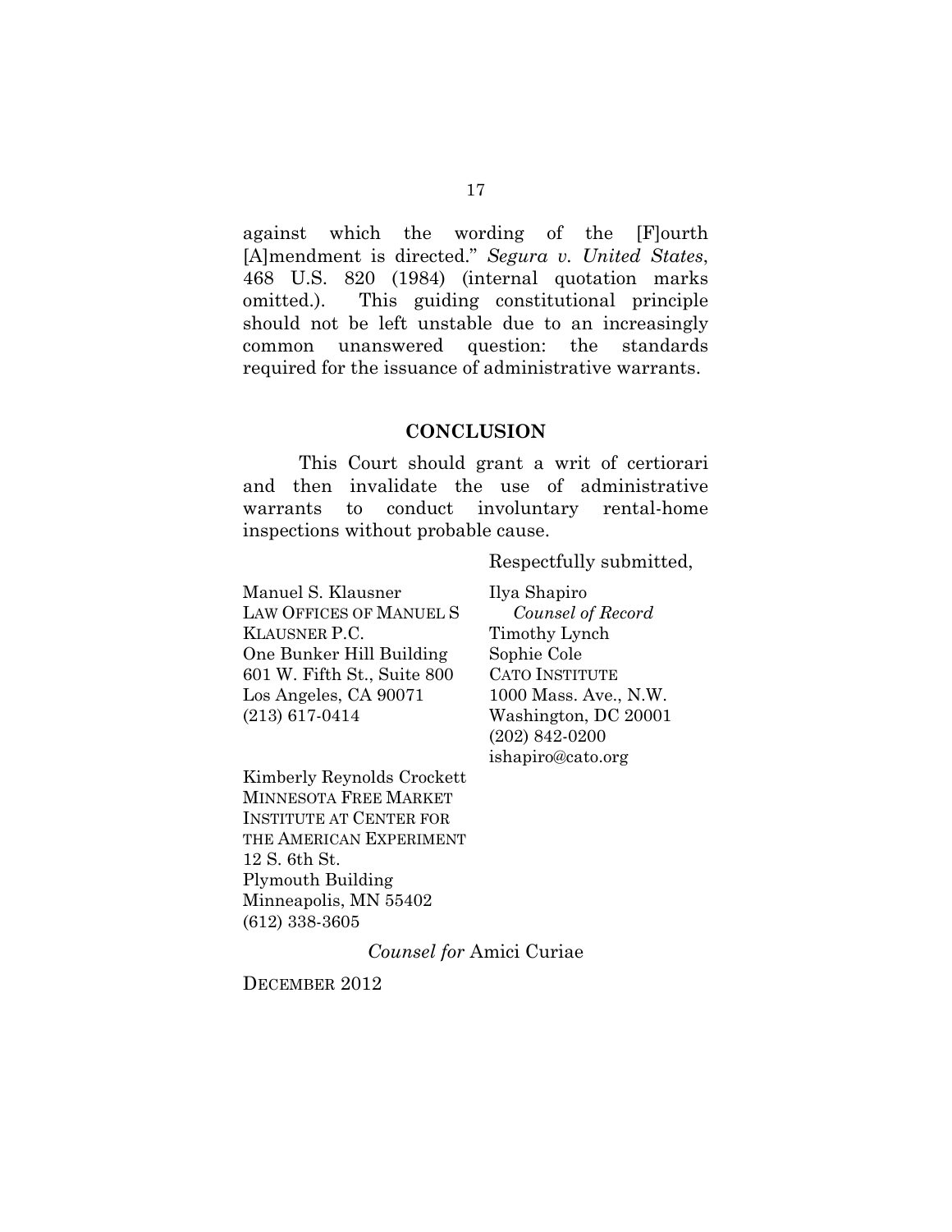against which the wording of the [F]ourth [A]mendment is directed." *Segura v. United States*, 468 U.S. 820 (1984) (internal quotation marks omitted.). This guiding constitutional principle should not be left unstable due to an increasingly common unanswered question: the standards required for the issuance of administrative warrants.

## CONCLUSION

This Court should grant a writ of certiorari and then invalidate the use of administrative warrants to conduct involuntary rental-home inspections without probable cause.

Respectfully submitted,

Manuel S. Klausner
LAW OFFICES OF MANUEL S KLAUSNER P.C.
One Bunker Hill Building
601 W. Fifth St., Suite 800
Los Angeles, CA 90071
(213) 617-0414

Ilya Shapiro
*Counsel of Record*
Timothy Lynch
Sophie Cole
CATO INSTITUTE
1000 Mass. Ave., N.W.
Washington, DC 20001
(202) 842-0200
ishapiro@cato.org

Kimberly Reynolds Crockett
MINNESOTA FREE MARKET INSTITUTE AT CENTER FOR THE AMERICAN EXPERIMENT
12 S. 6th St.
Plymouth Building
Minneapolis, MN 55402
(612) 338-3605

*Counsel for* Amici Curiae

DECEMBER 2012